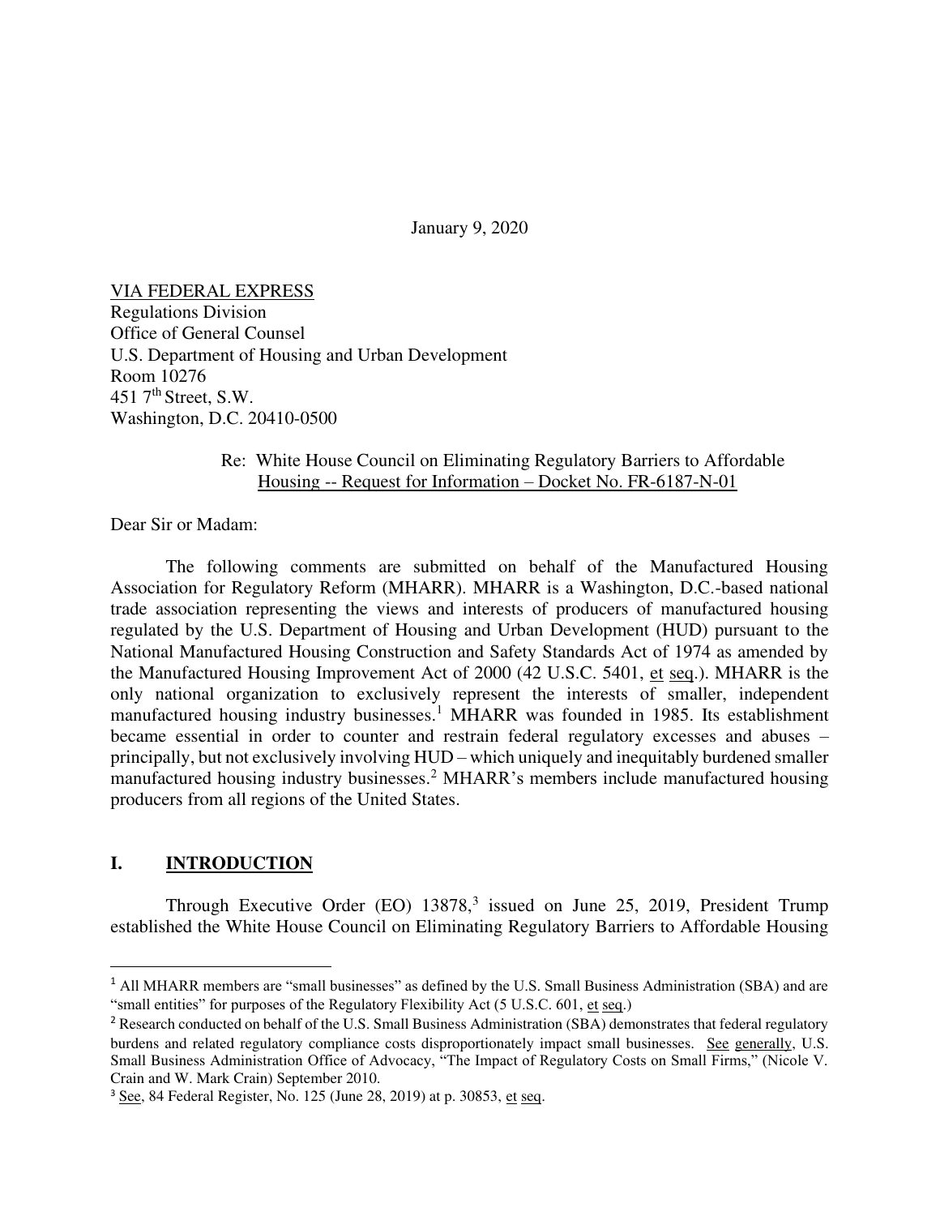January 9, 2020

VIA FEDERAL EXPRESS
Regulations Division
Office of General Counsel
U.S. Department of Housing and Urban Development
Room 10276
451 7th Street, S.W.
Washington, D.C. 20410-0500

Re: White House Council on Eliminating Regulatory Barriers to Affordable Housing -- Request for Information – Docket No. FR-6187-N-01

Dear Sir or Madam:

The following comments are submitted on behalf of the Manufactured Housing Association for Regulatory Reform (MHARR). MHARR is a Washington, D.C.-based national trade association representing the views and interests of producers of manufactured housing regulated by the U.S. Department of Housing and Urban Development (HUD) pursuant to the National Manufactured Housing Construction and Safety Standards Act of 1974 as amended by the Manufactured Housing Improvement Act of 2000 (42 U.S.C. 5401, et seq.). MHARR is the only national organization to exclusively represent the interests of smaller, independent manufactured housing industry businesses.[1] MHARR was founded in 1985. Its establishment became essential in order to counter and restrain federal regulatory excesses and abuses – principally, but not exclusively involving HUD – which uniquely and inequitably burdened smaller manufactured housing industry businesses.[2] MHARR's members include manufactured housing producers from all regions of the United States.

## I. INTRODUCTION

Through Executive Order (EO) 13878,[3] issued on June 25, 2019, President Trump established the White House Council on Eliminating Regulatory Barriers to Affordable Housing

---

[1] All MHARR members are "small businesses" as defined by the U.S. Small Business Administration (SBA) and are "small entities" for purposes of the Regulatory Flexibility Act (5 U.S.C. 601, et seq.)

[2] Research conducted on behalf of the U.S. Small Business Administration (SBA) demonstrates that federal regulatory burdens and related regulatory compliance costs disproportionately impact small businesses. See generally, U.S. Small Business Administration Office of Advocacy, "The Impact of Regulatory Costs on Small Firms," (Nicole V. Crain and W. Mark Crain) September 2010.

[3] See, 84 Federal Register, No. 125 (June 28, 2019) at p. 30853, et seq.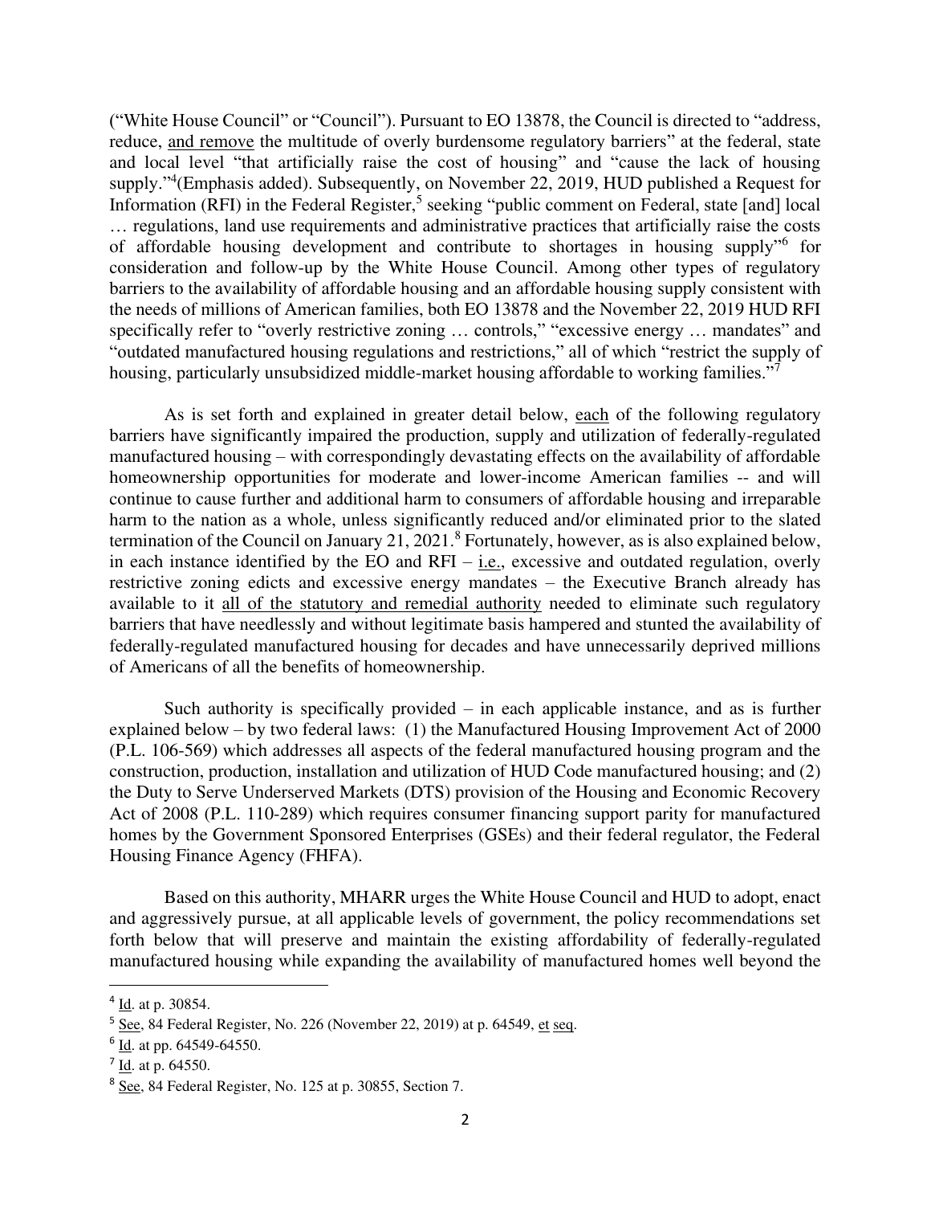("White House Council" or "Council"). Pursuant to EO 13878, the Council is directed to "address, reduce, <u>and remove</u> the multitude of overly burdensome regulatory barriers" at the federal, state and local level "that artificially raise the cost of housing" and "cause the lack of housing supply."[4](Emphasis added). Subsequently, on November 22, 2019, HUD published a Request for Information (RFI) in the Federal Register,[5] seeking "public comment on Federal, state [and] local … regulations, land use requirements and administrative practices that artificially raise the costs of affordable housing development and contribute to shortages in housing supply"[6] for consideration and follow-up by the White House Council. Among other types of regulatory barriers to the availability of affordable housing and an affordable housing supply consistent with the needs of millions of American families, both EO 13878 and the November 22, 2019 HUD RFI specifically refer to "overly restrictive zoning … controls," "excessive energy … mandates" and "outdated manufactured housing regulations and restrictions," all of which "restrict the supply of housing, particularly unsubsidized middle-market housing affordable to working families."[7]

As is set forth and explained in greater detail below, <u>each</u> of the following regulatory barriers have significantly impaired the production, supply and utilization of federally-regulated manufactured housing – with correspondingly devastating effects on the availability of affordable homeownership opportunities for moderate and lower-income American families -- and will continue to cause further and additional harm to consumers of affordable housing and irreparable harm to the nation as a whole, unless significantly reduced and/or eliminated prior to the slated termination of the Council on January 21, 2021.[8] Fortunately, however, as is also explained below, in each instance identified by the EO and RFI – <u>i.e.</u>, excessive and outdated regulation, overly restrictive zoning edicts and excessive energy mandates – the Executive Branch already has available to it <u>all of the statutory and remedial authority</u> needed to eliminate such regulatory barriers that have needlessly and without legitimate basis hampered and stunted the availability of federally-regulated manufactured housing for decades and have unnecessarily deprived millions of Americans of all the benefits of homeownership.

Such authority is specifically provided – in each applicable instance, and as is further explained below – by two federal laws: (1) the Manufactured Housing Improvement Act of 2000 (P.L. 106-569) which addresses all aspects of the federal manufactured housing program and the construction, production, installation and utilization of HUD Code manufactured housing; and (2) the Duty to Serve Underserved Markets (DTS) provision of the Housing and Economic Recovery Act of 2008 (P.L. 110-289) which requires consumer financing support parity for manufactured homes by the Government Sponsored Enterprises (GSEs) and their federal regulator, the Federal Housing Finance Agency (FHFA).

Based on this authority, MHARR urges the White House Council and HUD to adopt, enact and aggressively pursue, at all applicable levels of government, the policy recommendations set forth below that will preserve and maintain the existing affordability of federally-regulated manufactured housing while expanding the availability of manufactured homes well beyond the

---

[4] <u>Id</u>. at p. 30854.

[5] <u>See</u>, 84 Federal Register, No. 226 (November 22, 2019) at p. 64549, <u>et seq</u>.

[6] <u>Id</u>. at pp. 64549-64550.

[7] <u>Id</u>. at p. 64550.

[8] <u>See</u>, 84 Federal Register, No. 125 at p. 30855, Section 7.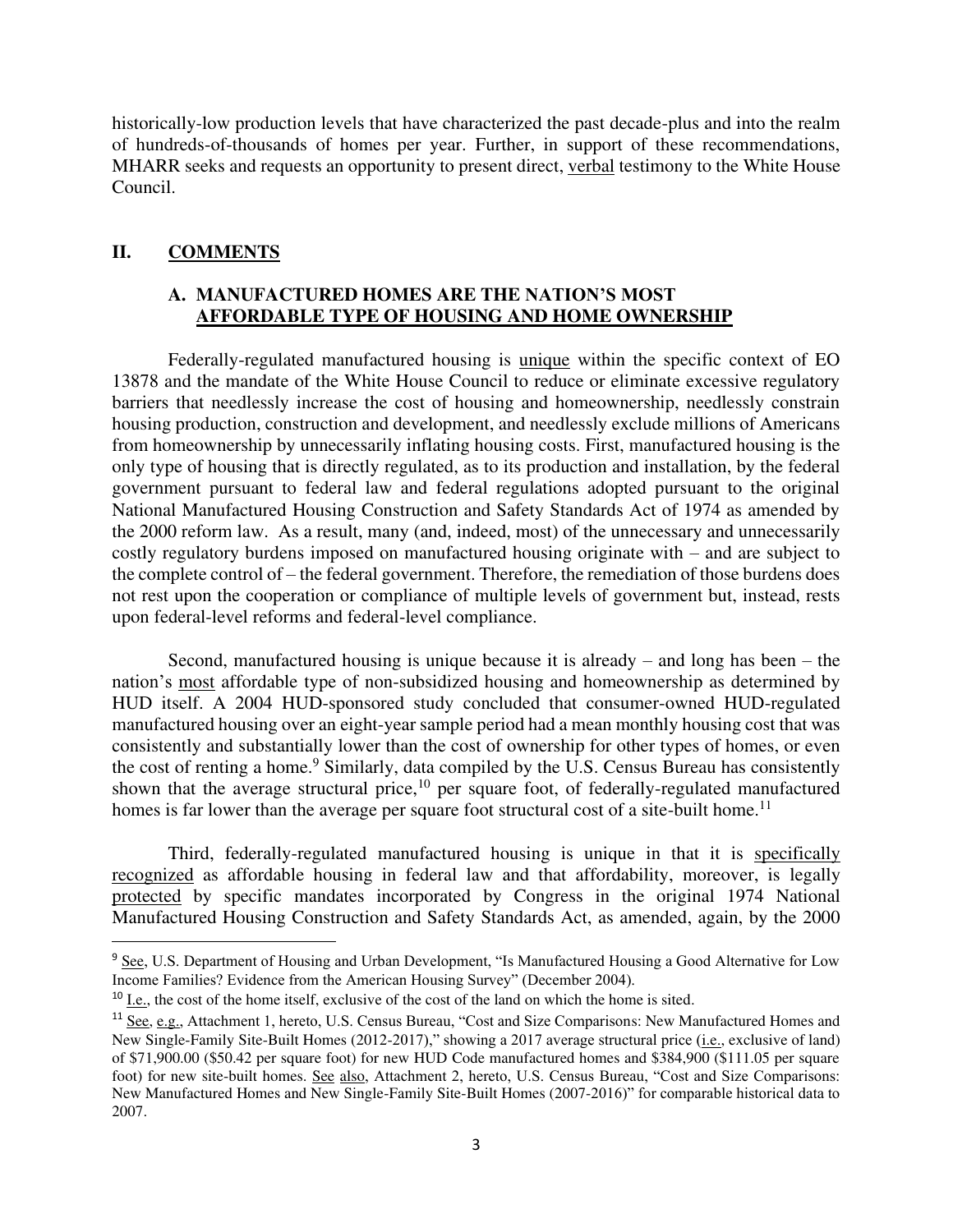historically-low production levels that have characterized the past decade-plus and into the realm of hundreds-of-thousands of homes per year. Further, in support of these recommendations, MHARR seeks and requests an opportunity to present direct, verbal testimony to the White House Council.

## II. COMMENTS

### A. MANUFACTURED HOMES ARE THE NATION'S MOST AFFORDABLE TYPE OF HOUSING AND HOME OWNERSHIP

Federally-regulated manufactured housing is unique within the specific context of EO 13878 and the mandate of the White House Council to reduce or eliminate excessive regulatory barriers that needlessly increase the cost of housing and homeownership, needlessly constrain housing production, construction and development, and needlessly exclude millions of Americans from homeownership by unnecessarily inflating housing costs. First, manufactured housing is the only type of housing that is directly regulated, as to its production and installation, by the federal government pursuant to federal law and federal regulations adopted pursuant to the original National Manufactured Housing Construction and Safety Standards Act of 1974 as amended by the 2000 reform law. As a result, many (and, indeed, most) of the unnecessary and unnecessarily costly regulatory burdens imposed on manufactured housing originate with – and are subject to the complete control of – the federal government. Therefore, the remediation of those burdens does not rest upon the cooperation or compliance of multiple levels of government but, instead, rests upon federal-level reforms and federal-level compliance.

Second, manufactured housing is unique because it is already – and long has been – the nation's most affordable type of non-subsidized housing and homeownership as determined by HUD itself. A 2004 HUD-sponsored study concluded that consumer-owned HUD-regulated manufactured housing over an eight-year sample period had a mean monthly housing cost that was consistently and substantially lower than the cost of ownership for other types of homes, or even the cost of renting a home.[9] Similarly, data compiled by the U.S. Census Bureau has consistently shown that the average structural price,[10] per square foot, of federally-regulated manufactured homes is far lower than the average per square foot structural cost of a site-built home.[11]

Third, federally-regulated manufactured housing is unique in that it is specifically recognized as affordable housing in federal law and that affordability, moreover, is legally protected by specific mandates incorporated by Congress in the original 1974 National Manufactured Housing Construction and Safety Standards Act, as amended, again, by the 2000

---

[9] See, U.S. Department of Housing and Urban Development, "Is Manufactured Housing a Good Alternative for Low Income Families? Evidence from the American Housing Survey" (December 2004).

[10] I.e., the cost of the home itself, exclusive of the cost of the land on which the home is sited.

[11] See, e.g., Attachment 1, hereto, U.S. Census Bureau, "Cost and Size Comparisons: New Manufactured Homes and New Single-Family Site-Built Homes (2012-2017)," showing a 2017 average structural price (i.e., exclusive of land) of $71,900.00 ($50.42 per square foot) for new HUD Code manufactured homes and $384,900 ($111.05 per square foot) for new site-built homes. See also, Attachment 2, hereto, U.S. Census Bureau, "Cost and Size Comparisons: New Manufactured Homes and New Single-Family Site-Built Homes (2007-2016)" for comparable historical data to 2007.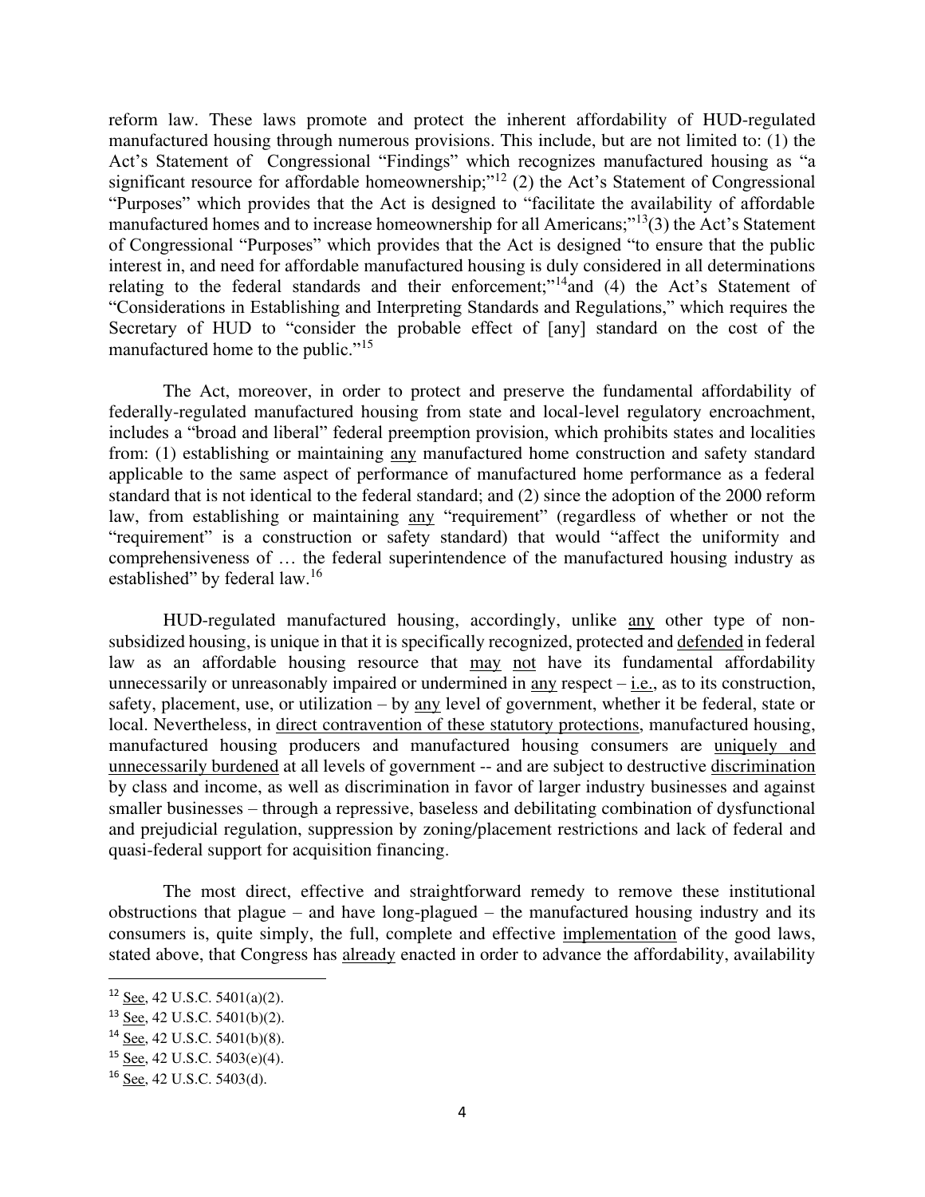reform law. These laws promote and protect the inherent affordability of HUD-regulated manufactured housing through numerous provisions. This include, but are not limited to: (1) the Act's Statement of Congressional "Findings" which recognizes manufactured housing as "a significant resource for affordable homeownership;"[12] (2) the Act's Statement of Congressional "Purposes" which provides that the Act is designed to "facilitate the availability of affordable manufactured homes and to increase homeownership for all Americans;"[13](3) the Act's Statement of Congressional "Purposes" which provides that the Act is designed "to ensure that the public interest in, and need for affordable manufactured housing is duly considered in all determinations relating to the federal standards and their enforcement;"[14]and (4) the Act's Statement of "Considerations in Establishing and Interpreting Standards and Regulations," which requires the Secretary of HUD to "consider the probable effect of [any] standard on the cost of the manufactured home to the public."[15]

The Act, moreover, in order to protect and preserve the fundamental affordability of federally-regulated manufactured housing from state and local-level regulatory encroachment, includes a "broad and liberal" federal preemption provision, which prohibits states and localities from: (1) establishing or maintaining <u>any</u> manufactured home construction and safety standard applicable to the same aspect of performance of manufactured home performance as a federal standard that is not identical to the federal standard; and (2) since the adoption of the 2000 reform law, from establishing or maintaining <u>any</u> "requirement" (regardless of whether or not the "requirement" is a construction or safety standard) that would "affect the uniformity and comprehensiveness of … the federal superintendence of the manufactured housing industry as established" by federal law.[16]

HUD-regulated manufactured housing, accordingly, unlike <u>any</u> other type of non-subsidized housing, is unique in that it is specifically recognized, protected and <u>defended</u> in federal law as an affordable housing resource that <u>may not</u> have its fundamental affordability unnecessarily or unreasonably impaired or undermined in <u>any</u> respect – <u>i.e.</u>, as to its construction, safety, placement, use, or utilization – by <u>any</u> level of government, whether it be federal, state or local. Nevertheless, in <u>direct contravention of these statutory protections</u>, manufactured housing, manufactured housing producers and manufactured housing consumers are <u>uniquely and unnecessarily burdened</u> at all levels of government -- and are subject to destructive <u>discrimination</u> by class and income, as well as discrimination in favor of larger industry businesses and against smaller businesses – through a repressive, baseless and debilitating combination of dysfunctional and prejudicial regulation, suppression by zoning/placement restrictions and lack of federal and quasi-federal support for acquisition financing.

The most direct, effective and straightforward remedy to remove these institutional obstructions that plague – and have long-plagued – the manufactured housing industry and its consumers is, quite simply, the full, complete and effective <u>implementation</u> of the good laws, stated above, that Congress has <u>already</u> enacted in order to advance the affordability, availability

---

[12] <u>See</u>, 42 U.S.C. 5401(a)(2).

[13] <u>See</u>, 42 U.S.C. 5401(b)(2).

[14] <u>See</u>, 42 U.S.C. 5401(b)(8).

[15] <u>See</u>, 42 U.S.C. 5403(e)(4).

[16] <u>See</u>, 42 U.S.C. 5403(d).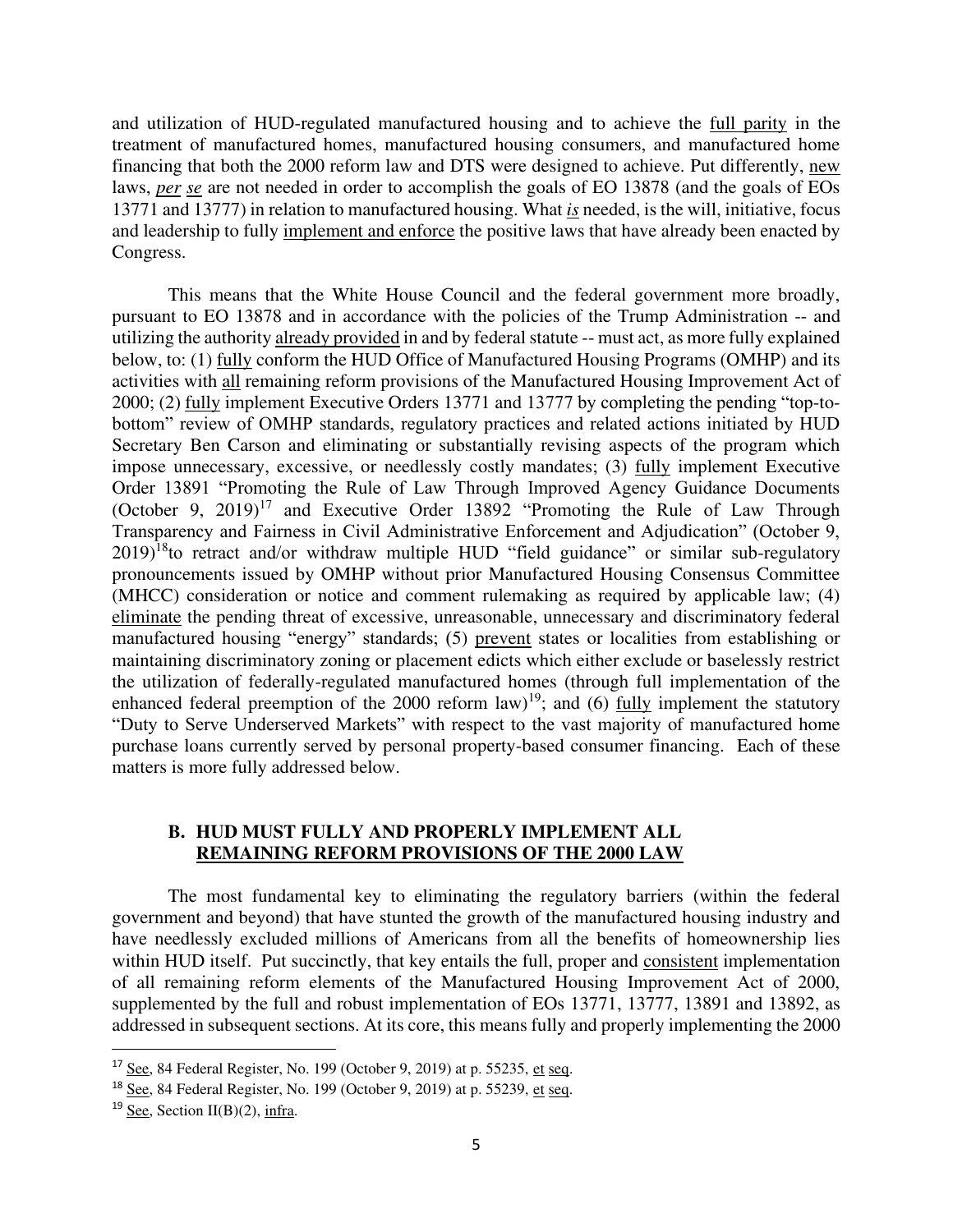and utilization of HUD-regulated manufactured housing and to achieve the full parity in the treatment of manufactured homes, manufactured housing consumers, and manufactured home financing that both the 2000 reform law and DTS were designed to achieve. Put differently, new laws, *per se* are not needed in order to accomplish the goals of EO 13878 (and the goals of EOs 13771 and 13777) in relation to manufactured housing. What *is* needed, is the will, initiative, focus and leadership to fully implement and enforce the positive laws that have already been enacted by Congress.

This means that the White House Council and the federal government more broadly, pursuant to EO 13878 and in accordance with the policies of the Trump Administration -- and utilizing the authority already provided in and by federal statute -- must act, as more fully explained below, to: (1) fully conform the HUD Office of Manufactured Housing Programs (OMHP) and its activities with all remaining reform provisions of the Manufactured Housing Improvement Act of 2000; (2) fully implement Executive Orders 13771 and 13777 by completing the pending "top-to-bottom" review of OMHP standards, regulatory practices and related actions initiated by HUD Secretary Ben Carson and eliminating or substantially revising aspects of the program which impose unnecessary, excessive, or needlessly costly mandates; (3) fully implement Executive Order 13891 "Promoting the Rule of Law Through Improved Agency Guidance Documents (October 9, 2019)[17] and Executive Order 13892 "Promoting the Rule of Law Through Transparency and Fairness in Civil Administrative Enforcement and Adjudication" (October 9, 2019)[18]to retract and/or withdraw multiple HUD "field guidance" or similar sub-regulatory pronouncements issued by OMHP without prior Manufactured Housing Consensus Committee (MHCC) consideration or notice and comment rulemaking as required by applicable law; (4) eliminate the pending threat of excessive, unreasonable, unnecessary and discriminatory federal manufactured housing "energy" standards; (5) prevent states or localities from establishing or maintaining discriminatory zoning or placement edicts which either exclude or baselessly restrict the utilization of federally-regulated manufactured homes (through full implementation of the enhanced federal preemption of the 2000 reform law)[19]; and (6) fully implement the statutory "Duty to Serve Underserved Markets" with respect to the vast majority of manufactured home purchase loans currently served by personal property-based consumer financing. Each of these matters is more fully addressed below.

### B. HUD MUST FULLY AND PROPERLY IMPLEMENT ALL REMAINING REFORM PROVISIONS OF THE 2000 LAW

The most fundamental key to eliminating the regulatory barriers (within the federal government and beyond) that have stunted the growth of the manufactured housing industry and have needlessly excluded millions of Americans from all the benefits of homeownership lies within HUD itself. Put succinctly, that key entails the full, proper and consistent implementation of all remaining reform elements of the Manufactured Housing Improvement Act of 2000, supplemented by the full and robust implementation of EOs 13771, 13777, 13891 and 13892, as addressed in subsequent sections. At its core, this means fully and properly implementing the 2000

---

[17] See, 84 Federal Register, No. 199 (October 9, 2019) at p. 55235, et seq.

[18] See, 84 Federal Register, No. 199 (October 9, 2019) at p. 55239, et seq.

[19] See, Section II(B)(2), infra.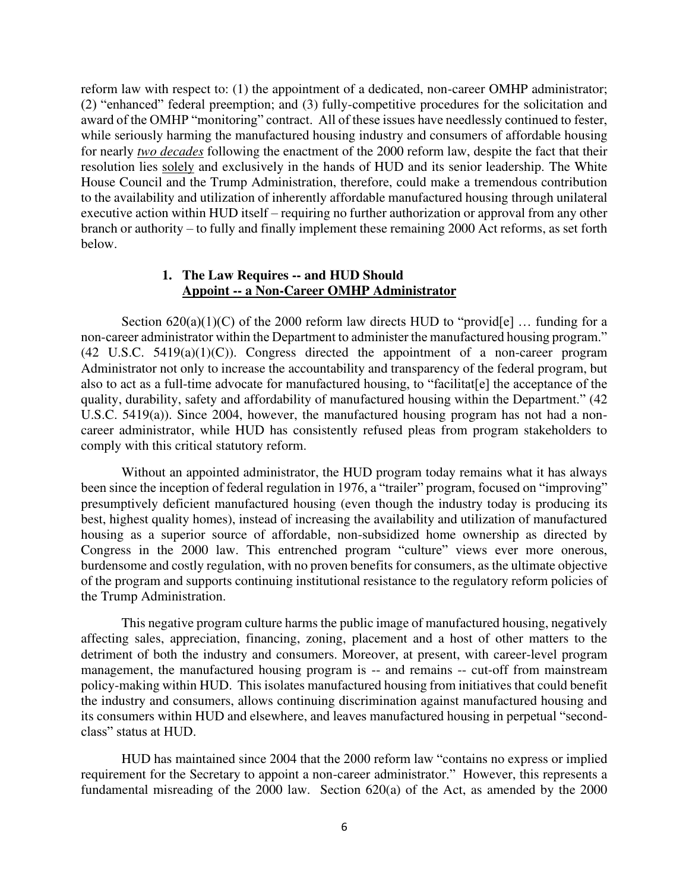reform law with respect to: (1) the appointment of a dedicated, non-career OMHP administrator; (2) "enhanced" federal preemption; and (3) fully-competitive procedures for the solicitation and award of the OMHP "monitoring" contract. All of these issues have needlessly continued to fester, while seriously harming the manufactured housing industry and consumers of affordable housing for nearly ***two decades*** following the enactment of the 2000 reform law, despite the fact that their resolution lies solely and exclusively in the hands of HUD and its senior leadership. The White House Council and the Trump Administration, therefore, could make a tremendous contribution to the availability and utilization of inherently affordable manufactured housing through unilateral executive action within HUD itself – requiring no further authorization or approval from any other branch or authority – to fully and finally implement these remaining 2000 Act reforms, as set forth below.

### 1. The Law Requires -- and HUD Should Appoint -- a Non-Career OMHP Administrator

Section 620(a)(1)(C) of the 2000 reform law directs HUD to "provid[e] … funding for a non-career administrator within the Department to administer the manufactured housing program." (42 U.S.C. 5419(a)(1)(C)). Congress directed the appointment of a non-career program Administrator not only to increase the accountability and transparency of the federal program, but also to act as a full-time advocate for manufactured housing, to "facilitat[e] the acceptance of the quality, durability, safety and affordability of manufactured housing within the Department." (42 U.S.C. 5419(a)). Since 2004, however, the manufactured housing program has not had a non-career administrator, while HUD has consistently refused pleas from program stakeholders to comply with this critical statutory reform.

Without an appointed administrator, the HUD program today remains what it has always been since the inception of federal regulation in 1976, a "trailer" program, focused on "improving" presumptively deficient manufactured housing (even though the industry today is producing its best, highest quality homes), instead of increasing the availability and utilization of manufactured housing as a superior source of affordable, non-subsidized home ownership as directed by Congress in the 2000 law. This entrenched program "culture" views ever more onerous, burdensome and costly regulation, with no proven benefits for consumers, as the ultimate objective of the program and supports continuing institutional resistance to the regulatory reform policies of the Trump Administration.

This negative program culture harms the public image of manufactured housing, negatively affecting sales, appreciation, financing, zoning, placement and a host of other matters to the detriment of both the industry and consumers. Moreover, at present, with career-level program management, the manufactured housing program is -- and remains -- cut-off from mainstream policy-making within HUD. This isolates manufactured housing from initiatives that could benefit the industry and consumers, allows continuing discrimination against manufactured housing and its consumers within HUD and elsewhere, and leaves manufactured housing in perpetual "second-class" status at HUD.

HUD has maintained since 2004 that the 2000 reform law "contains no express or implied requirement for the Secretary to appoint a non-career administrator." However, this represents a fundamental misreading of the 2000 law. Section 620(a) of the Act, as amended by the 2000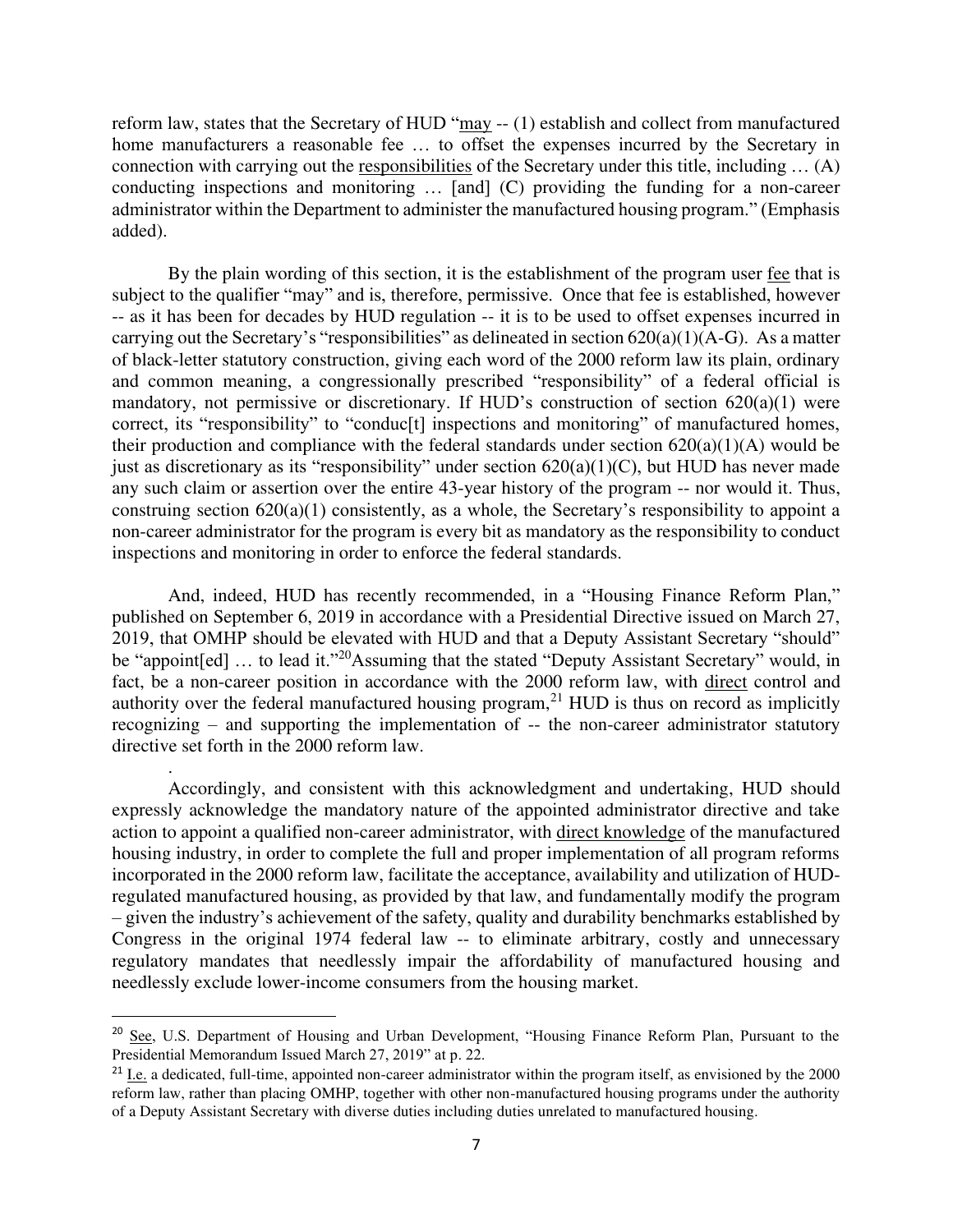reform law, states that the Secretary of HUD "may -- (1) establish and collect from manufactured home manufacturers a reasonable fee … to offset the expenses incurred by the Secretary in connection with carrying out the responsibilities of the Secretary under this title, including … (A) conducting inspections and monitoring … [and] (C) providing the funding for a non-career administrator within the Department to administer the manufactured housing program." (Emphasis added).

By the plain wording of this section, it is the establishment of the program user fee that is subject to the qualifier "may" and is, therefore, permissive. Once that fee is established, however -- as it has been for decades by HUD regulation -- it is to be used to offset expenses incurred in carrying out the Secretary's "responsibilities" as delineated in section 620(a)(1)(A-G). As a matter of black-letter statutory construction, giving each word of the 2000 reform law its plain, ordinary and common meaning, a congressionally prescribed "responsibility" of a federal official is mandatory, not permissive or discretionary. If HUD's construction of section 620(a)(1) were correct, its "responsibility" to "conduc[t] inspections and monitoring" of manufactured homes, their production and compliance with the federal standards under section 620(a)(1)(A) would be just as discretionary as its "responsibility" under section 620(a)(1)(C), but HUD has never made any such claim or assertion over the entire 43-year history of the program -- nor would it. Thus, construing section 620(a)(1) consistently, as a whole, the Secretary's responsibility to appoint a non-career administrator for the program is every bit as mandatory as the responsibility to conduct inspections and monitoring in order to enforce the federal standards.

And, indeed, HUD has recently recommended, in a "Housing Finance Reform Plan," published on September 6, 2019 in accordance with a Presidential Directive issued on March 27, 2019, that OMHP should be elevated with HUD and that a Deputy Assistant Secretary "should" be "appoint[ed] … to lead it."[20] Assuming that the stated "Deputy Assistant Secretary" would, in fact, be a non-career position in accordance with the 2000 reform law, with direct control and authority over the federal manufactured housing program,[21] HUD is thus on record as implicitly recognizing – and supporting the implementation of -- the non-career administrator statutory directive set forth in the 2000 reform law.

Accordingly, and consistent with this acknowledgment and undertaking, HUD should expressly acknowledge the mandatory nature of the appointed administrator directive and take action to appoint a qualified non-career administrator, with direct knowledge of the manufactured housing industry, in order to complete the full and proper implementation of all program reforms incorporated in the 2000 reform law, facilitate the acceptance, availability and utilization of HUD-regulated manufactured housing, as provided by that law, and fundamentally modify the program – given the industry's achievement of the safety, quality and durability benchmarks established by Congress in the original 1974 federal law -- to eliminate arbitrary, costly and unnecessary regulatory mandates that needlessly impair the affordability of manufactured housing and needlessly exclude lower-income consumers from the housing market.

---

[20] See, U.S. Department of Housing and Urban Development, "Housing Finance Reform Plan, Pursuant to the Presidential Memorandum Issued March 27, 2019" at p. 22.

[21] I.e. a dedicated, full-time, appointed non-career administrator within the program itself, as envisioned by the 2000 reform law, rather than placing OMHP, together with other non-manufactured housing programs under the authority of a Deputy Assistant Secretary with diverse duties including duties unrelated to manufactured housing.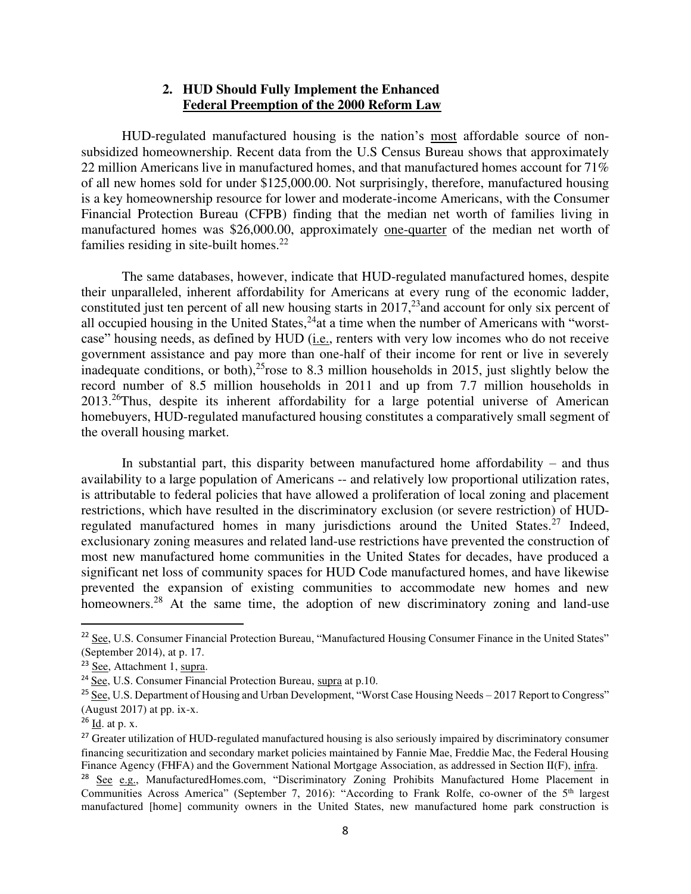## 2. HUD Should Fully Implement the Enhanced Federal Preemption of the 2000 Reform Law

HUD-regulated manufactured housing is the nation's most affordable source of non-subsidized homeownership. Recent data from the U.S Census Bureau shows that approximately 22 million Americans live in manufactured homes, and that manufactured homes account for 71% of all new homes sold for under $125,000.00. Not surprisingly, therefore, manufactured housing is a key homeownership resource for lower and moderate-income Americans, with the Consumer Financial Protection Bureau (CFPB) finding that the median net worth of families living in manufactured homes was $26,000.00, approximately one-quarter of the median net worth of families residing in site-built homes.[22]

The same databases, however, indicate that HUD-regulated manufactured homes, despite their unparalleled, inherent affordability for Americans at every rung of the economic ladder, constituted just ten percent of all new housing starts in 2017,[23] and account for only six percent of all occupied housing in the United States,[24] at a time when the number of Americans with "worst-case" housing needs, as defined by HUD (i.e., renters with very low incomes who do not receive government assistance and pay more than one-half of their income for rent or live in severely inadequate conditions, or both),[25] rose to 8.3 million households in 2015, just slightly below the record number of 8.5 million households in 2011 and up from 7.7 million households in 2013.[26] Thus, despite its inherent affordability for a large potential universe of American homebuyers, HUD-regulated manufactured housing constitutes a comparatively small segment of the overall housing market.

In substantial part, this disparity between manufactured home affordability – and thus availability to a large population of Americans -- and relatively low proportional utilization rates, is attributable to federal policies that have allowed a proliferation of local zoning and placement restrictions, which have resulted in the discriminatory exclusion (or severe restriction) of HUD-regulated manufactured homes in many jurisdictions around the United States.[27] Indeed, exclusionary zoning measures and related land-use restrictions have prevented the construction of most new manufactured home communities in the United States for decades, have produced a significant net loss of community spaces for HUD Code manufactured homes, and have likewise prevented the expansion of existing communities to accommodate new homes and new homeowners.[28] At the same time, the adoption of new discriminatory zoning and land-use

---

[22] See, U.S. Consumer Financial Protection Bureau, "Manufactured Housing Consumer Finance in the United States" (September 2014), at p. 17.

[23] See, Attachment 1, supra.

[24] See, U.S. Consumer Financial Protection Bureau, supra at p.10.

[25] See, U.S. Department of Housing and Urban Development, "Worst Case Housing Needs – 2017 Report to Congress" (August 2017) at pp. ix-x.

[26] Id. at p. x.

[27] Greater utilization of HUD-regulated manufactured housing is also seriously impaired by discriminatory consumer financing securitization and secondary market policies maintained by Fannie Mae, Freddie Mac, the Federal Housing Finance Agency (FHFA) and the Government National Mortgage Association, as addressed in Section II(F), infra.

[28] See e.g., ManufacturedHomes.com, "Discriminatory Zoning Prohibits Manufactured Home Placement in Communities Across America" (September 7, 2016): "According to Frank Rolfe, co-owner of the 5th largest manufactured [home] community owners in the United States, new manufactured home park construction is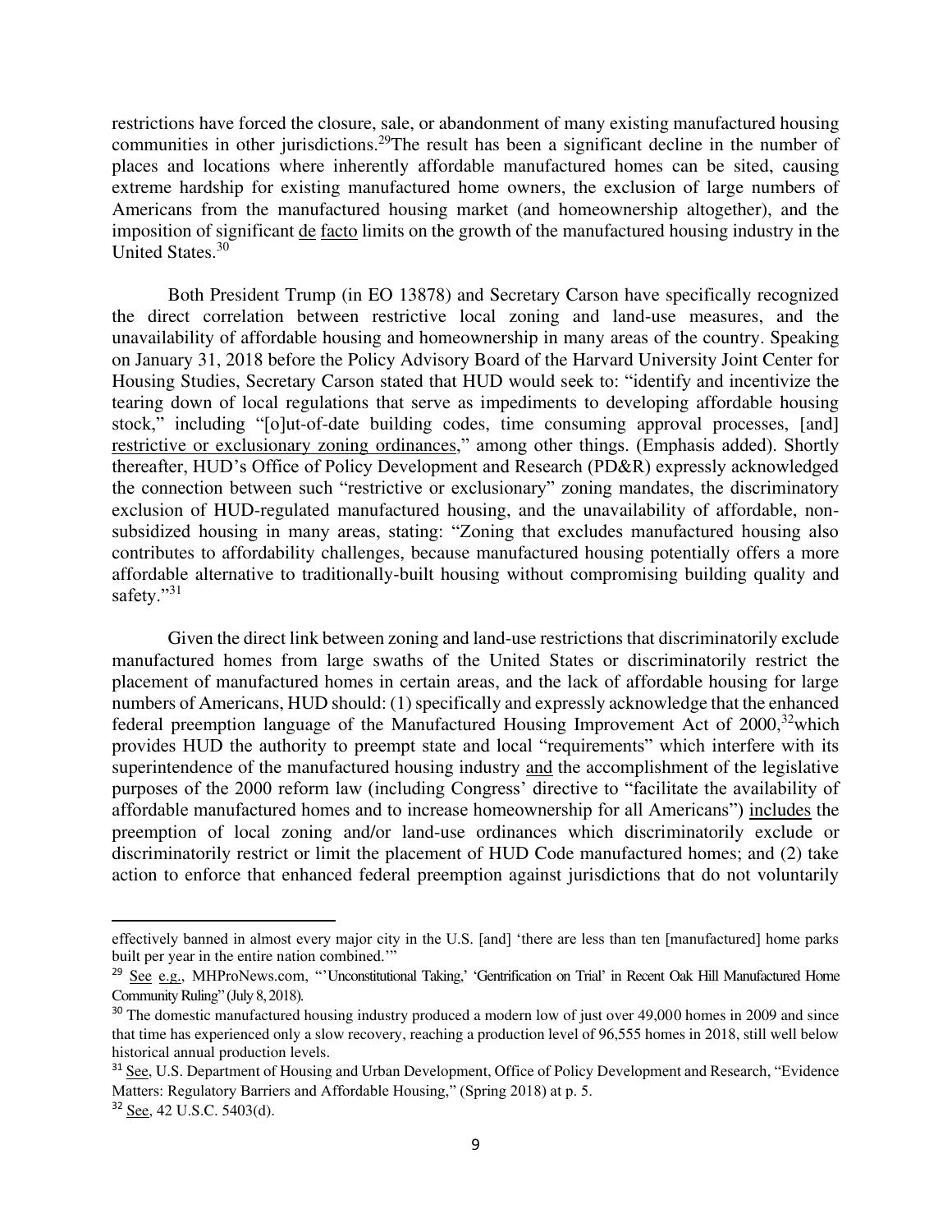restrictions have forced the closure, sale, or abandonment of many existing manufactured housing communities in other jurisdictions.[29]The result has been a significant decline in the number of places and locations where inherently affordable manufactured homes can be sited, causing extreme hardship for existing manufactured home owners, the exclusion of large numbers of Americans from the manufactured housing market (and homeownership altogether), and the imposition of significant de facto limits on the growth of the manufactured housing industry in the United States.[30]

Both President Trump (in EO 13878) and Secretary Carson have specifically recognized the direct correlation between restrictive local zoning and land-use measures, and the unavailability of affordable housing and homeownership in many areas of the country. Speaking on January 31, 2018 before the Policy Advisory Board of the Harvard University Joint Center for Housing Studies, Secretary Carson stated that HUD would seek to: "identify and incentivize the tearing down of local regulations that serve as impediments to developing affordable housing stock," including "[o]ut-of-date building codes, time consuming approval processes, [and] restrictive or exclusionary zoning ordinances," among other things. (Emphasis added). Shortly thereafter, HUD's Office of Policy Development and Research (PD&R) expressly acknowledged the connection between such "restrictive or exclusionary" zoning mandates, the discriminatory exclusion of HUD-regulated manufactured housing, and the unavailability of affordable, non-subsidized housing in many areas, stating: "Zoning that excludes manufactured housing also contributes to affordability challenges, because manufactured housing potentially offers a more affordable alternative to traditionally-built housing without compromising building quality and safety."[31]

Given the direct link between zoning and land-use restrictions that discriminatorily exclude manufactured homes from large swaths of the United States or discriminatorily restrict the placement of manufactured homes in certain areas, and the lack of affordable housing for large numbers of Americans, HUD should: (1) specifically and expressly acknowledge that the enhanced federal preemption language of the Manufactured Housing Improvement Act of 2000,[32]which provides HUD the authority to preempt state and local "requirements" which interfere with its superintendence of the manufactured housing industry and the accomplishment of the legislative purposes of the 2000 reform law (including Congress' directive to "facilitate the availability of affordable manufactured homes and to increase homeownership for all Americans") includes the preemption of local zoning and/or land-use ordinances which discriminatorily exclude or discriminatorily restrict or limit the placement of HUD Code manufactured homes; and (2) take action to enforce that enhanced federal preemption against jurisdictions that do not voluntarily

---

effectively banned in almost every major city in the U.S. [and] 'there are less than ten [manufactured] home parks built per year in the entire nation combined.'"

[29] See e.g., MHProNews.com, "'Unconstitutional Taking,' 'Gentrification on Trial' in Recent Oak Hill Manufactured Home Community Ruling" (July 8, 2018).

[30] The domestic manufactured housing industry produced a modern low of just over 49,000 homes in 2009 and since that time has experienced only a slow recovery, reaching a production level of 96,555 homes in 2018, still well below historical annual production levels.

[31] See, U.S. Department of Housing and Urban Development, Office of Policy Development and Research, "Evidence Matters: Regulatory Barriers and Affordable Housing," (Spring 2018) at p. 5.

[32] See, 42 U.S.C. 5403(d).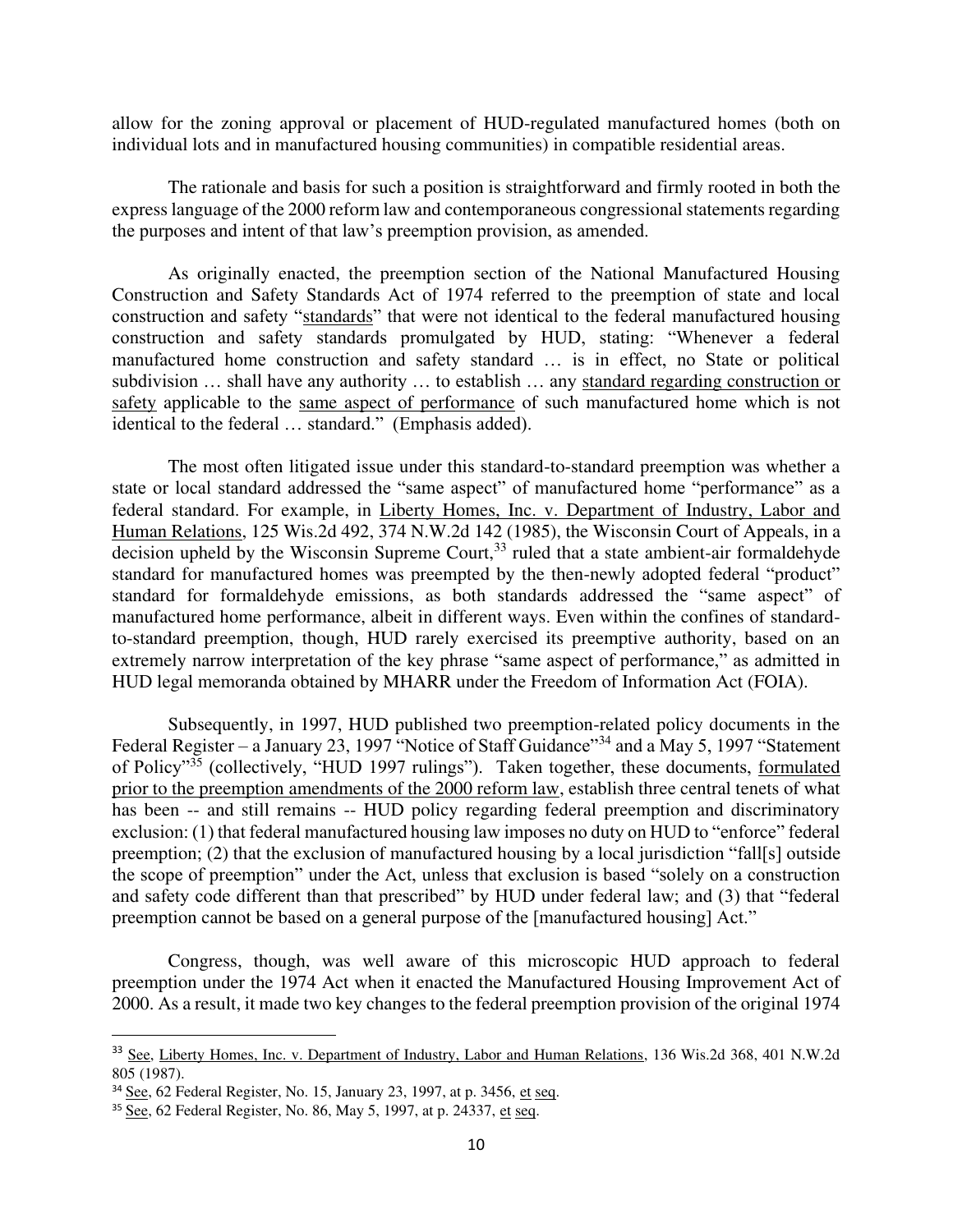allow for the zoning approval or placement of HUD-regulated manufactured homes (both on individual lots and in manufactured housing communities) in compatible residential areas.

The rationale and basis for such a position is straightforward and firmly rooted in both the express language of the 2000 reform law and contemporaneous congressional statements regarding the purposes and intent of that law's preemption provision, as amended.

As originally enacted, the preemption section of the National Manufactured Housing Construction and Safety Standards Act of 1974 referred to the preemption of state and local construction and safety "standards" that were not identical to the federal manufactured housing construction and safety standards promulgated by HUD, stating: "Whenever a federal manufactured home construction and safety standard … is in effect, no State or political subdivision … shall have any authority … to establish … any standard regarding construction or safety applicable to the same aspect of performance of such manufactured home which is not identical to the federal … standard." (Emphasis added).

The most often litigated issue under this standard-to-standard preemption was whether a state or local standard addressed the "same aspect" of manufactured home "performance" as a federal standard. For example, in Liberty Homes, Inc. v. Department of Industry, Labor and Human Relations, 125 Wis.2d 492, 374 N.W.2d 142 (1985), the Wisconsin Court of Appeals, in a decision upheld by the Wisconsin Supreme Court,[33] ruled that a state ambient-air formaldehyde standard for manufactured homes was preempted by the then-newly adopted federal "product" standard for formaldehyde emissions, as both standards addressed the "same aspect" of manufactured home performance, albeit in different ways. Even within the confines of standard-to-standard preemption, though, HUD rarely exercised its preemptive authority, based on an extremely narrow interpretation of the key phrase "same aspect of performance," as admitted in HUD legal memoranda obtained by MHARR under the Freedom of Information Act (FOIA).

Subsequently, in 1997, HUD published two preemption-related policy documents in the Federal Register – a January 23, 1997 "Notice of Staff Guidance"[34] and a May 5, 1997 "Statement of Policy"[35] (collectively, "HUD 1997 rulings"). Taken together, these documents, formulated prior to the preemption amendments of the 2000 reform law, establish three central tenets of what has been -- and still remains -- HUD policy regarding federal preemption and discriminatory exclusion: (1) that federal manufactured housing law imposes no duty on HUD to "enforce" federal preemption; (2) that the exclusion of manufactured housing by a local jurisdiction "fall[s] outside the scope of preemption" under the Act, unless that exclusion is based "solely on a construction and safety code different than that prescribed" by HUD under federal law; and (3) that "federal preemption cannot be based on a general purpose of the [manufactured housing] Act."

Congress, though, was well aware of this microscopic HUD approach to federal preemption under the 1974 Act when it enacted the Manufactured Housing Improvement Act of 2000. As a result, it made two key changes to the federal preemption provision of the original 1974

---

[33] See, Liberty Homes, Inc. v. Department of Industry, Labor and Human Relations, 136 Wis.2d 368, 401 N.W.2d 805 (1987).

[34] See, 62 Federal Register, No. 15, January 23, 1997, at p. 3456, et seq.

[35] See, 62 Federal Register, No. 86, May 5, 1997, at p. 24337, et seq.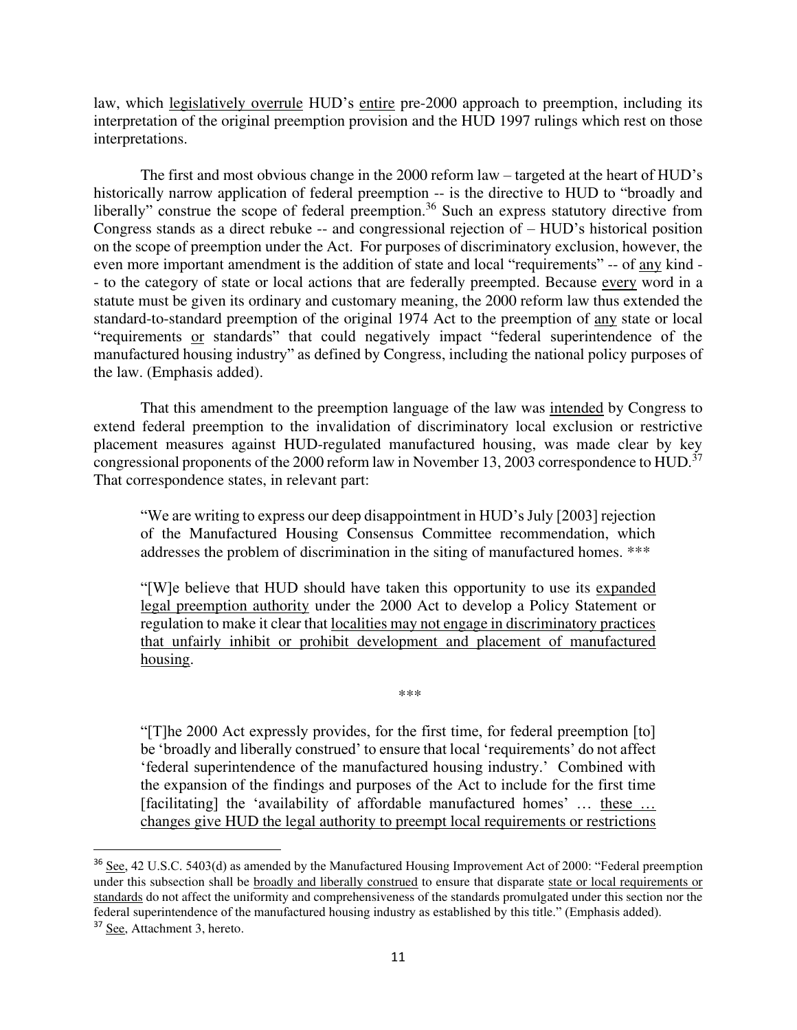law, which legislatively overrule HUD's entire pre-2000 approach to preemption, including its interpretation of the original preemption provision and the HUD 1997 rulings which rest on those interpretations.

The first and most obvious change in the 2000 reform law – targeted at the heart of HUD's historically narrow application of federal preemption -- is the directive to HUD to "broadly and liberally" construe the scope of federal preemption.[36] Such an express statutory directive from Congress stands as a direct rebuke -- and congressional rejection of – HUD's historical position on the scope of preemption under the Act. For purposes of discriminatory exclusion, however, the even more important amendment is the addition of state and local "requirements" -- of any kind -- to the category of state or local actions that are federally preempted. Because every word in a statute must be given its ordinary and customary meaning, the 2000 reform law thus extended the standard-to-standard preemption of the original 1974 Act to the preemption of any state or local "requirements or standards" that could negatively impact "federal superintendence of the manufactured housing industry" as defined by Congress, including the national policy purposes of the law. (Emphasis added).

That this amendment to the preemption language of the law was intended by Congress to extend federal preemption to the invalidation of discriminatory local exclusion or restrictive placement measures against HUD-regulated manufactured housing, was made clear by key congressional proponents of the 2000 reform law in November 13, 2003 correspondence to HUD.[37] That correspondence states, in relevant part:

> "We are writing to express our deep disappointment in HUD's July [2003] rejection of the Manufactured Housing Consensus Committee recommendation, which addresses the problem of discrimination in the siting of manufactured homes. ***
>
> "[W]e believe that HUD should have taken this opportunity to use its expanded legal preemption authority under the 2000 Act to develop a Policy Statement or regulation to make it clear that localities may not engage in discriminatory practices that unfairly inhibit or prohibit development and placement of manufactured housing.
>
> ***
>
> "[T]he 2000 Act expressly provides, for the first time, for federal preemption [to] be 'broadly and liberally construed' to ensure that local 'requirements' do not affect 'federal superintendence of the manufactured housing industry.' Combined with the expansion of the findings and purposes of the Act to include for the first time [facilitating] the 'availability of affordable manufactured homes' … these … changes give HUD the legal authority to preempt local requirements or restrictions

---

[36] See, 42 U.S.C. 5403(d) as amended by the Manufactured Housing Improvement Act of 2000: "Federal preemption under this subsection shall be broadly and liberally construed to ensure that disparate state or local requirements or standards do not affect the uniformity and comprehensiveness of the standards promulgated under this section nor the federal superintendence of the manufactured housing industry as established by this title." (Emphasis added).

[37] See, Attachment 3, hereto.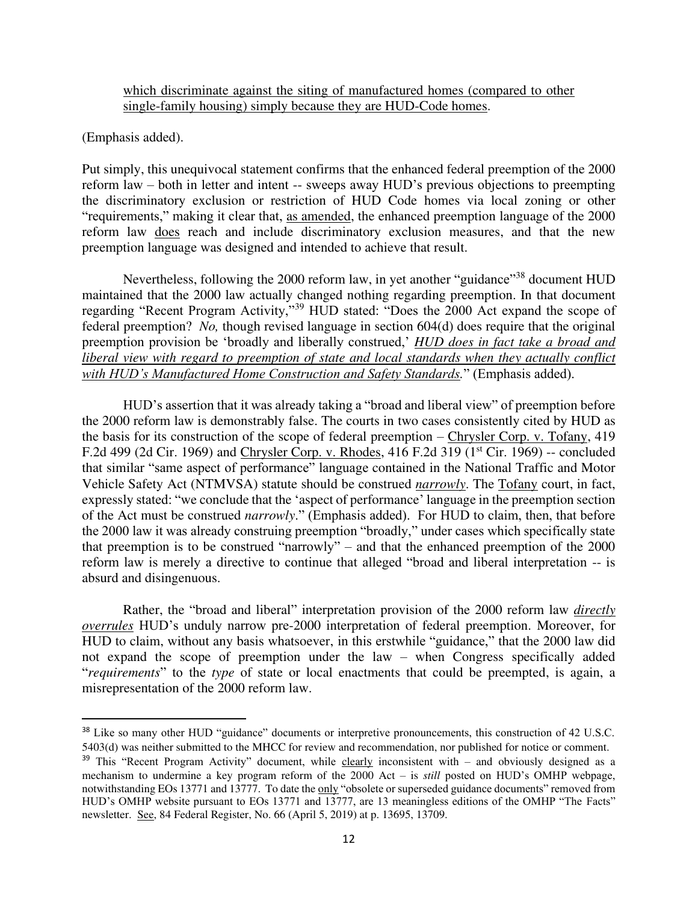which discriminate against the siting of manufactured homes (compared to other single-family housing) simply because they are HUD-Code homes.

(Emphasis added).

Put simply, this unequivocal statement confirms that the enhanced federal preemption of the 2000 reform law – both in letter and intent -- sweeps away HUD's previous objections to preempting the discriminatory exclusion or restriction of HUD Code homes via local zoning or other "requirements," making it clear that, as amended, the enhanced preemption language of the 2000 reform law does reach and include discriminatory exclusion measures, and that the new preemption language was designed and intended to achieve that result.

Nevertheless, following the 2000 reform law, in yet another "guidance"[38] document HUD maintained that the 2000 law actually changed nothing regarding preemption. In that document regarding "Recent Program Activity,"[39] HUD stated: "Does the 2000 Act expand the scope of federal preemption? *No,* though revised language in section 604(d) does require that the original preemption provision be 'broadly and liberally construed,' ***HUD does in fact take a broad and liberal view with regard to preemption of state and local standards when they actually conflict with HUD's Manufactured Home Construction and Safety Standards.***" (Emphasis added).

HUD's assertion that it was already taking a "broad and liberal view" of preemption before the 2000 reform law is demonstrably false. The courts in two cases consistently cited by HUD as the basis for its construction of the scope of federal preemption – Chrysler Corp. v. Tofany, 419 F.2d 499 (2d Cir. 1969) and Chrysler Corp. v. Rhodes, 416 F.2d 319 (1st Cir. 1969) -- concluded that similar "same aspect of performance" language contained in the National Traffic and Motor Vehicle Safety Act (NTMVSA) statute should be construed *narrowly*. The Tofany court, in fact, expressly stated: "we conclude that the 'aspect of performance' language in the preemption section of the Act must be construed *narrowly*." (Emphasis added). For HUD to claim, then, that before the 2000 law it was already construing preemption "broadly," under cases which specifically state that preemption is to be construed "narrowly" – and that the enhanced preemption of the 2000 reform law is merely a directive to continue that alleged "broad and liberal interpretation -- is absurd and disingenuous.

Rather, the "broad and liberal" interpretation provision of the 2000 reform law ***directly overrules*** HUD's unduly narrow pre-2000 interpretation of federal preemption. Moreover, for HUD to claim, without any basis whatsoever, in this erstwhile "guidance," that the 2000 law did not expand the scope of preemption under the law – when Congress specifically added "*requirements*" to the *type* of state or local enactments that could be preempted, is again, a misrepresentation of the 2000 reform law.

---

[38] Like so many other HUD "guidance" documents or interpretive pronouncements, this construction of 42 U.S.C. 5403(d) was neither submitted to the MHCC for review and recommendation, nor published for notice or comment.

[39] This "Recent Program Activity" document, while clearly inconsistent with – and obviously designed as a mechanism to undermine a key program reform of the 2000 Act – is *still* posted on HUD's OMHP webpage, notwithstanding EOs 13771 and 13777. To date the only "obsolete or superseded guidance documents" removed from HUD's OMHP website pursuant to EOs 13771 and 13777, are 13 meaningless editions of the OMHP "The Facts" newsletter. See, 84 Federal Register, No. 66 (April 5, 2019) at p. 13695, 13709.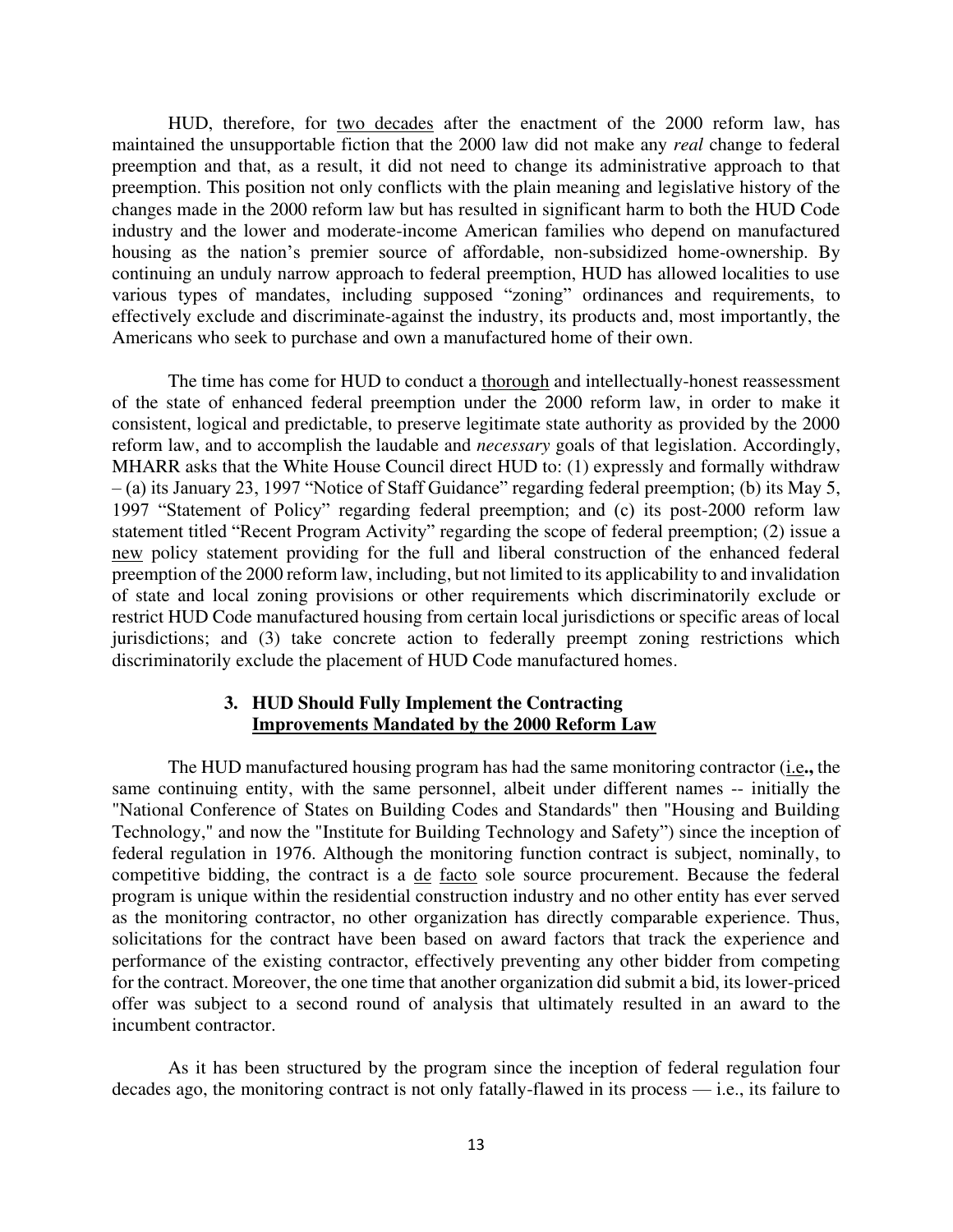HUD, therefore, for <u>two decades</u> after the enactment of the 2000 reform law, has maintained the unsupportable fiction that the 2000 law did not make any *real* change to federal preemption and that, as a result, it did not need to change its administrative approach to that preemption. This position not only conflicts with the plain meaning and legislative history of the changes made in the 2000 reform law but has resulted in significant harm to both the HUD Code industry and the lower and moderate-income American families who depend on manufactured housing as the nation's premier source of affordable, non-subsidized home-ownership. By continuing an unduly narrow approach to federal preemption, HUD has allowed localities to use various types of mandates, including supposed "zoning" ordinances and requirements, to effectively exclude and discriminate-against the industry, its products and, most importantly, the Americans who seek to purchase and own a manufactured home of their own.

The time has come for HUD to conduct a <u>thorough</u> and intellectually-honest reassessment of the state of enhanced federal preemption under the 2000 reform law, in order to make it consistent, logical and predictable, to preserve legitimate state authority as provided by the 2000 reform law, and to accomplish the laudable and *necessary* goals of that legislation. Accordingly, MHARR asks that the White House Council direct HUD to: (1) expressly and formally withdraw – (a) its January 23, 1997 "Notice of Staff Guidance" regarding federal preemption; (b) its May 5, 1997 "Statement of Policy" regarding federal preemption; and (c) its post-2000 reform law statement titled "Recent Program Activity" regarding the scope of federal preemption; (2) issue a <u>new</u> policy statement providing for the full and liberal construction of the enhanced federal preemption of the 2000 reform law, including, but not limited to its applicability to and invalidation of state and local zoning provisions or other requirements which discriminatorily exclude or restrict HUD Code manufactured housing from certain local jurisdictions or specific areas of local jurisdictions; and (3) take concrete action to federally preempt zoning restrictions which discriminatorily exclude the placement of HUD Code manufactured homes.

### 3. HUD Should Fully Implement the Contracting <u>Improvements Mandated by the 2000 Reform Law</u>

The HUD manufactured housing program has had the same monitoring contractor (<u>i.e</u>**.,** the same continuing entity, with the same personnel, albeit under different names -- initially the "National Conference of States on Building Codes and Standards" then "Housing and Building Technology," and now the "Institute for Building Technology and Safety") since the inception of federal regulation in 1976. Although the monitoring function contract is subject, nominally, to competitive bidding, the contract is a <u>de</u> <u>facto</u> sole source procurement. Because the federal program is unique within the residential construction industry and no other entity has ever served as the monitoring contractor, no other organization has directly comparable experience. Thus, solicitations for the contract have been based on award factors that track the experience and performance of the existing contractor, effectively preventing any other bidder from competing for the contract. Moreover, the one time that another organization did submit a bid, its lower-priced offer was subject to a second round of analysis that ultimately resulted in an award to the incumbent contractor.

As it has been structured by the program since the inception of federal regulation four decades ago, the monitoring contract is not only fatally-flawed in its process — i.e., its failure to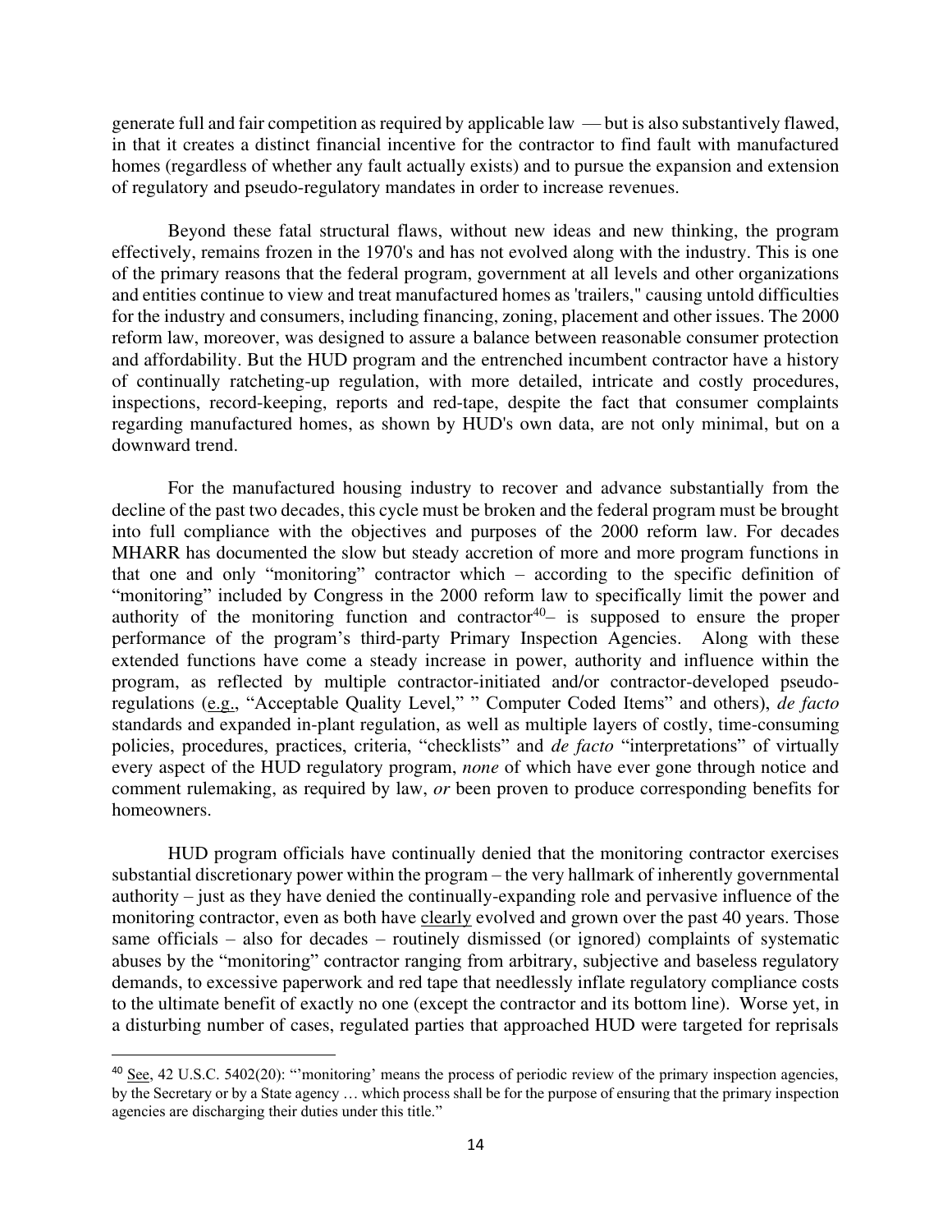generate full and fair competition as required by applicable law — but is also substantively flawed, in that it creates a distinct financial incentive for the contractor to find fault with manufactured homes (regardless of whether any fault actually exists) and to pursue the expansion and extension of regulatory and pseudo-regulatory mandates in order to increase revenues.

Beyond these fatal structural flaws, without new ideas and new thinking, the program effectively, remains frozen in the 1970's and has not evolved along with the industry. This is one of the primary reasons that the federal program, government at all levels and other organizations and entities continue to view and treat manufactured homes as 'trailers," causing untold difficulties for the industry and consumers, including financing, zoning, placement and other issues. The 2000 reform law, moreover, was designed to assure a balance between reasonable consumer protection and affordability. But the HUD program and the entrenched incumbent contractor have a history of continually ratcheting-up regulation, with more detailed, intricate and costly procedures, inspections, record-keeping, reports and red-tape, despite the fact that consumer complaints regarding manufactured homes, as shown by HUD's own data, are not only minimal, but on a downward trend.

For the manufactured housing industry to recover and advance substantially from the decline of the past two decades, this cycle must be broken and the federal program must be brought into full compliance with the objectives and purposes of the 2000 reform law. For decades MHARR has documented the slow but steady accretion of more and more program functions in that one and only "monitoring" contractor which – according to the specific definition of "monitoring" included by Congress in the 2000 reform law to specifically limit the power and authority of the monitoring function and contractor[40]– is supposed to ensure the proper performance of the program's third-party Primary Inspection Agencies. Along with these extended functions have come a steady increase in power, authority and influence within the program, as reflected by multiple contractor-initiated and/or contractor-developed pseudo-regulations (e.g., "Acceptable Quality Level," " Computer Coded Items" and others), *de facto* standards and expanded in-plant regulation, as well as multiple layers of costly, time-consuming policies, procedures, practices, criteria, "checklists" and *de facto* "interpretations" of virtually every aspect of the HUD regulatory program, *none* of which have ever gone through notice and comment rulemaking, as required by law, *or* been proven to produce corresponding benefits for homeowners.

HUD program officials have continually denied that the monitoring contractor exercises substantial discretionary power within the program – the very hallmark of inherently governmental authority – just as they have denied the continually-expanding role and pervasive influence of the monitoring contractor, even as both have clearly evolved and grown over the past 40 years. Those same officials – also for decades – routinely dismissed (or ignored) complaints of systematic abuses by the "monitoring" contractor ranging from arbitrary, subjective and baseless regulatory demands, to excessive paperwork and red tape that needlessly inflate regulatory compliance costs to the ultimate benefit of exactly no one (except the contractor and its bottom line). Worse yet, in a disturbing number of cases, regulated parties that approached HUD were targeted for reprisals

[40] See, 42 U.S.C. 5402(20): "'monitoring' means the process of periodic review of the primary inspection agencies, by the Secretary or by a State agency … which process shall be for the purpose of ensuring that the primary inspection agencies are discharging their duties under this title."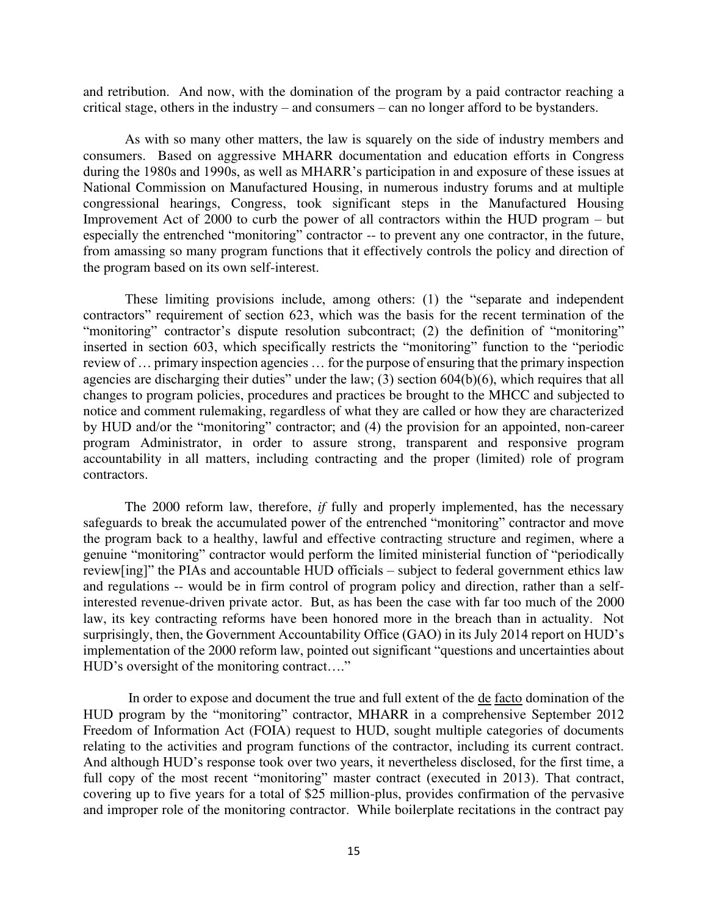and retribution. And now, with the domination of the program by a paid contractor reaching a critical stage, others in the industry – and consumers – can no longer afford to be bystanders.

As with so many other matters, the law is squarely on the side of industry members and consumers. Based on aggressive MHARR documentation and education efforts in Congress during the 1980s and 1990s, as well as MHARR's participation in and exposure of these issues at National Commission on Manufactured Housing, in numerous industry forums and at multiple congressional hearings, Congress, took significant steps in the Manufactured Housing Improvement Act of 2000 to curb the power of all contractors within the HUD program – but especially the entrenched "monitoring" contractor -- to prevent any one contractor, in the future, from amassing so many program functions that it effectively controls the policy and direction of the program based on its own self-interest.

These limiting provisions include, among others: (1) the "separate and independent contractors" requirement of section 623, which was the basis for the recent termination of the "monitoring" contractor's dispute resolution subcontract; (2) the definition of "monitoring" inserted in section 603, which specifically restricts the "monitoring" function to the "periodic review of … primary inspection agencies … for the purpose of ensuring that the primary inspection agencies are discharging their duties" under the law; (3) section 604(b)(6), which requires that all changes to program policies, procedures and practices be brought to the MHCC and subjected to notice and comment rulemaking, regardless of what they are called or how they are characterized by HUD and/or the "monitoring" contractor; and (4) the provision for an appointed, non-career program Administrator, in order to assure strong, transparent and responsive program accountability in all matters, including contracting and the proper (limited) role of program contractors.

The 2000 reform law, therefore, *if* fully and properly implemented, has the necessary safeguards to break the accumulated power of the entrenched "monitoring" contractor and move the program back to a healthy, lawful and effective contracting structure and regimen, where a genuine "monitoring" contractor would perform the limited ministerial function of "periodically review[ing]" the PIAs and accountable HUD officials – subject to federal government ethics law and regulations -- would be in firm control of program policy and direction, rather than a self-interested revenue-driven private actor. But, as has been the case with far too much of the 2000 law, its key contracting reforms have been honored more in the breach than in actuality. Not surprisingly, then, the Government Accountability Office (GAO) in its July 2014 report on HUD's implementation of the 2000 reform law, pointed out significant "questions and uncertainties about HUD's oversight of the monitoring contract…."

In order to expose and document the true and full extent of the de facto domination of the HUD program by the "monitoring" contractor, MHARR in a comprehensive September 2012 Freedom of Information Act (FOIA) request to HUD, sought multiple categories of documents relating to the activities and program functions of the contractor, including its current contract. And although HUD's response took over two years, it nevertheless disclosed, for the first time, a full copy of the most recent "monitoring" master contract (executed in 2013). That contract, covering up to five years for a total of $25 million-plus, provides confirmation of the pervasive and improper role of the monitoring contractor. While boilerplate recitations in the contract pay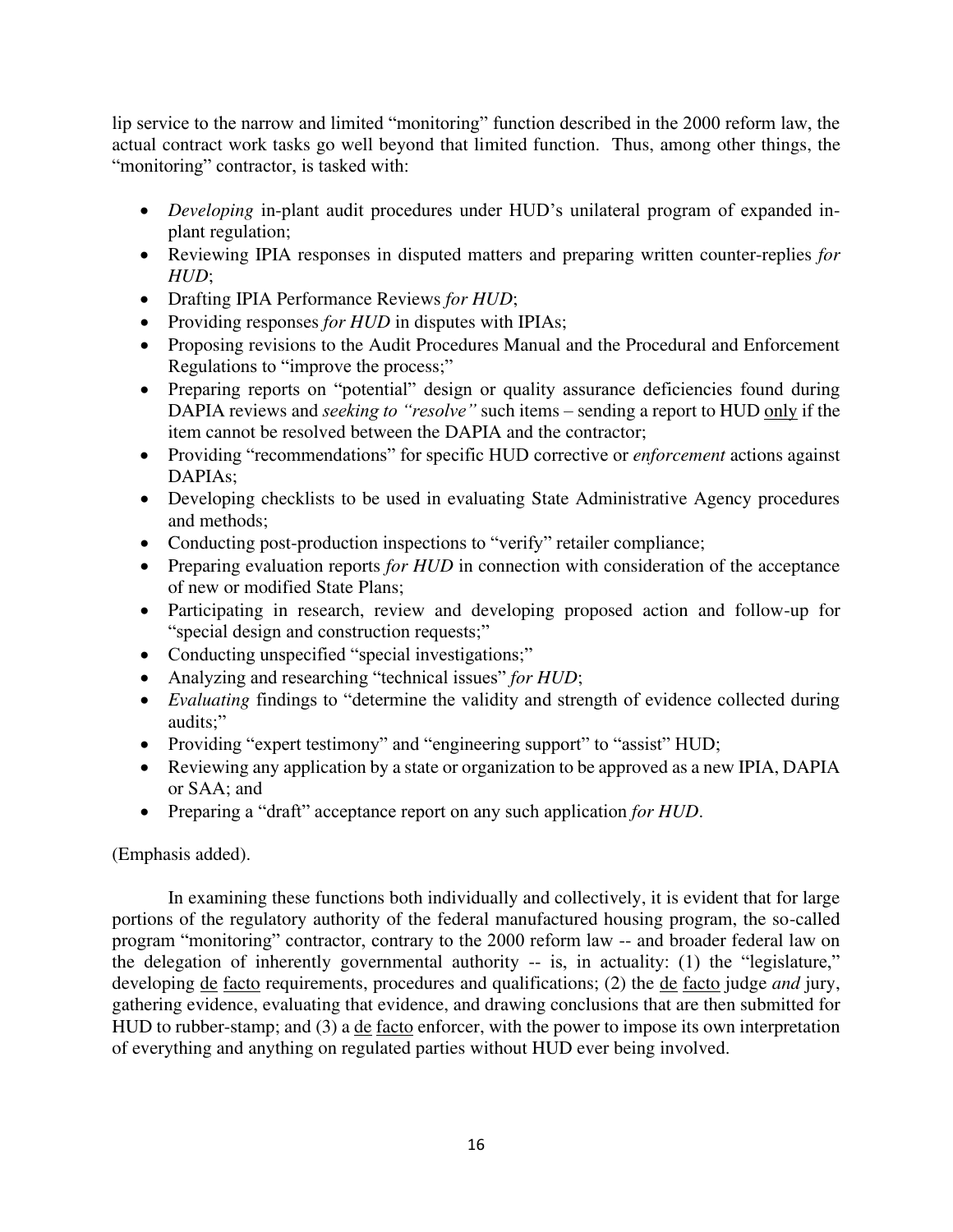lip service to the narrow and limited "monitoring" function described in the 2000 reform law, the actual contract work tasks go well beyond that limited function. Thus, among other things, the "monitoring" contractor, is tasked with:

- *Developing* in-plant audit procedures under HUD's unilateral program of expanded in-plant regulation;
- Reviewing IPIA responses in disputed matters and preparing written counter-replies *for HUD*;
- Drafting IPIA Performance Reviews *for HUD*;
- Providing responses *for HUD* in disputes with IPIAs;
- Proposing revisions to the Audit Procedures Manual and the Procedural and Enforcement Regulations to "improve the process;"
- Preparing reports on "potential" design or quality assurance deficiencies found during DAPIA reviews and *seeking to "resolve"* such items – sending a report to HUD only if the item cannot be resolved between the DAPIA and the contractor;
- Providing "recommendations" for specific HUD corrective or *enforcement* actions against DAPIAs;
- Developing checklists to be used in evaluating State Administrative Agency procedures and methods;
- Conducting post-production inspections to "verify" retailer compliance;
- Preparing evaluation reports *for HUD* in connection with consideration of the acceptance of new or modified State Plans;
- Participating in research, review and developing proposed action and follow-up for "special design and construction requests;"
- Conducting unspecified "special investigations;"
- Analyzing and researching "technical issues" *for HUD*;
- *Evaluating* findings to "determine the validity and strength of evidence collected during audits;"
- Providing "expert testimony" and "engineering support" to "assist" HUD;
- Reviewing any application by a state or organization to be approved as a new IPIA, DAPIA or SAA; and
- Preparing a "draft" acceptance report on any such application *for HUD*.

(Emphasis added).

In examining these functions both individually and collectively, it is evident that for large portions of the regulatory authority of the federal manufactured housing program, the so-called program "monitoring" contractor, contrary to the 2000 reform law -- and broader federal law on the delegation of inherently governmental authority -- is, in actuality: (1) the "legislature," developing de facto requirements, procedures and qualifications; (2) the de facto judge *and* jury, gathering evidence, evaluating that evidence, and drawing conclusions that are then submitted for HUD to rubber-stamp; and (3) a de facto enforcer, with the power to impose its own interpretation of everything and anything on regulated parties without HUD ever being involved.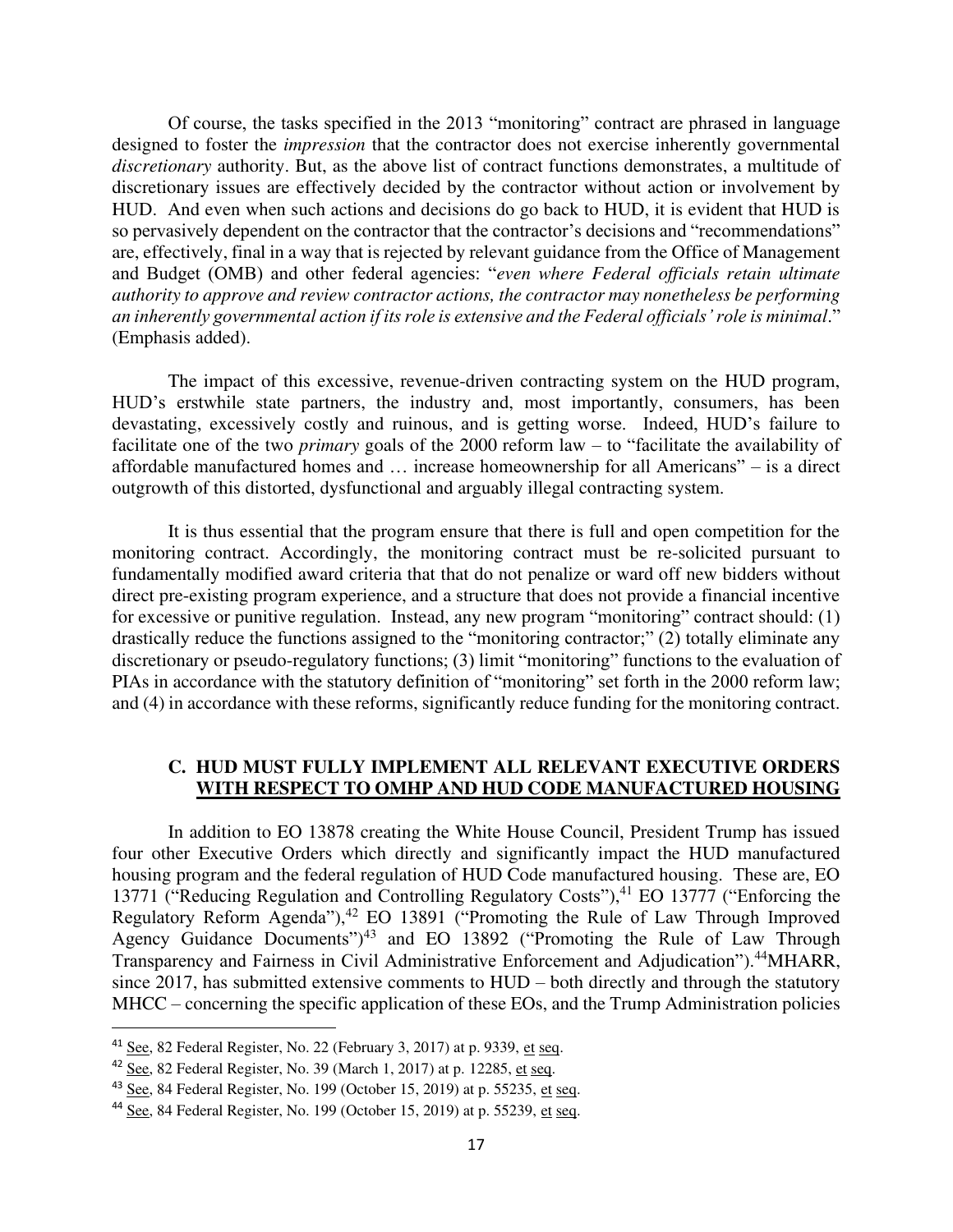Of course, the tasks specified in the 2013 "monitoring" contract are phrased in language designed to foster the *impression* that the contractor does not exercise inherently governmental *discretionary* authority. But, as the above list of contract functions demonstrates, a multitude of discretionary issues are effectively decided by the contractor without action or involvement by HUD. And even when such actions and decisions do go back to HUD, it is evident that HUD is so pervasively dependent on the contractor that the contractor's decisions and "recommendations" are, effectively, final in a way that is rejected by relevant guidance from the Office of Management and Budget (OMB) and other federal agencies: "*even where Federal officials retain ultimate authority to approve and review contractor actions, the contractor may nonetheless be performing an inherently governmental action if its role is extensive and the Federal officials' role is minimal*." (Emphasis added).

The impact of this excessive, revenue-driven contracting system on the HUD program, HUD's erstwhile state partners, the industry and, most importantly, consumers, has been devastating, excessively costly and ruinous, and is getting worse. Indeed, HUD's failure to facilitate one of the two *primary* goals of the 2000 reform law – to "facilitate the availability of affordable manufactured homes and … increase homeownership for all Americans" – is a direct outgrowth of this distorted, dysfunctional and arguably illegal contracting system.

It is thus essential that the program ensure that there is full and open competition for the monitoring contract. Accordingly, the monitoring contract must be re-solicited pursuant to fundamentally modified award criteria that that do not penalize or ward off new bidders without direct pre-existing program experience, and a structure that does not provide a financial incentive for excessive or punitive regulation. Instead, any new program "monitoring" contract should: (1) drastically reduce the functions assigned to the "monitoring contractor;" (2) totally eliminate any discretionary or pseudo-regulatory functions; (3) limit "monitoring" functions to the evaluation of PIAs in accordance with the statutory definition of "monitoring" set forth in the 2000 reform law; and (4) in accordance with these reforms, significantly reduce funding for the monitoring contract.

### C. HUD MUST FULLY IMPLEMENT ALL RELEVANT EXECUTIVE ORDERS WITH RESPECT TO OMHP AND HUD CODE MANUFACTURED HOUSING

In addition to EO 13878 creating the White House Council, President Trump has issued four other Executive Orders which directly and significantly impact the HUD manufactured housing program and the federal regulation of HUD Code manufactured housing. These are, EO 13771 ("Reducing Regulation and Controlling Regulatory Costs"),[41] EO 13777 ("Enforcing the Regulatory Reform Agenda"),[42] EO 13891 ("Promoting the Rule of Law Through Improved Agency Guidance Documents")[43] and EO 13892 ("Promoting the Rule of Law Through Transparency and Fairness in Civil Administrative Enforcement and Adjudication").[44] MHARR, since 2017, has submitted extensive comments to HUD – both directly and through the statutory MHCC – concerning the specific application of these EOs, and the Trump Administration policies

---

[41] See, 82 Federal Register, No. 22 (February 3, 2017) at p. 9339, et seq.

[42] See, 82 Federal Register, No. 39 (March 1, 2017) at p. 12285, et seq.

[43] See, 84 Federal Register, No. 199 (October 15, 2019) at p. 55235, et seq.

[44] See, 84 Federal Register, No. 199 (October 15, 2019) at p. 55239, et seq.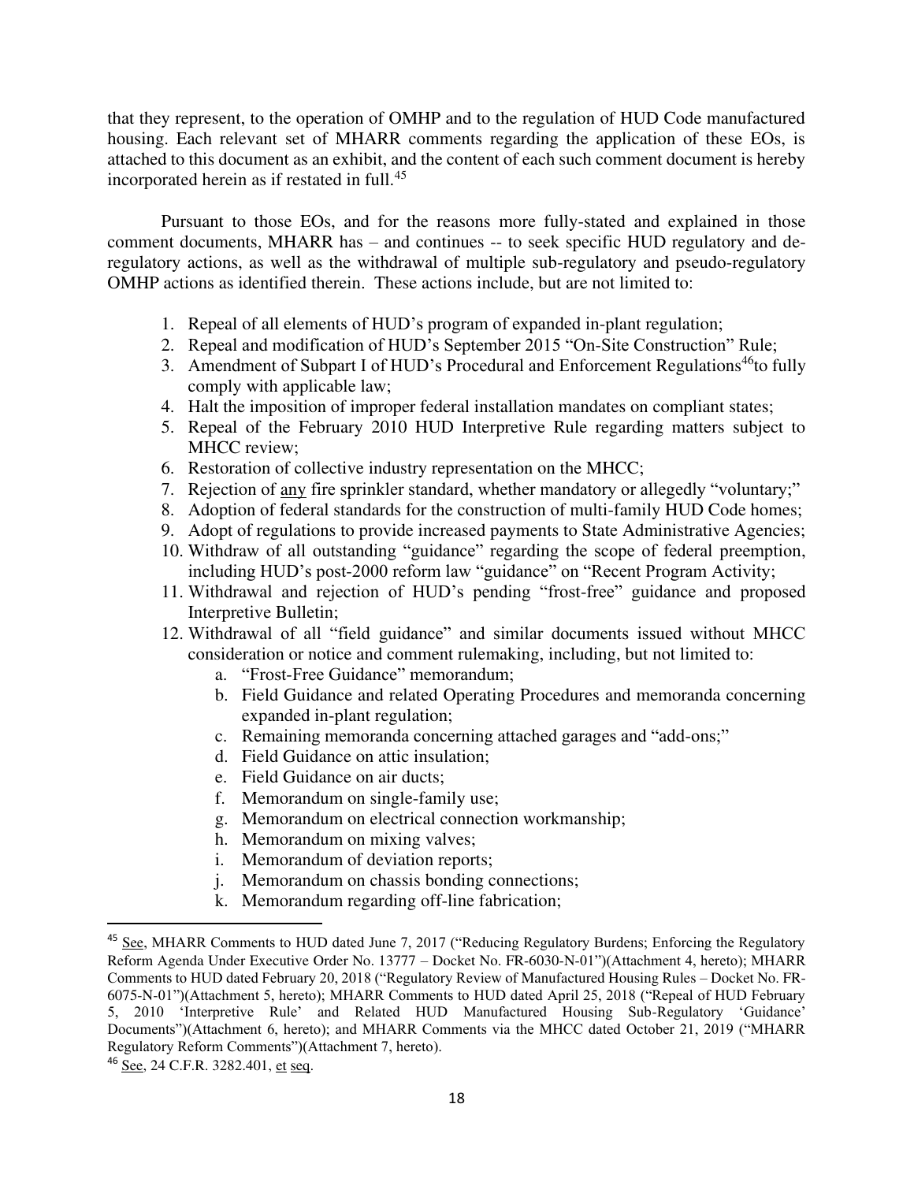that they represent, to the operation of OMHP and to the regulation of HUD Code manufactured housing. Each relevant set of MHARR comments regarding the application of these EOs, is attached to this document as an exhibit, and the content of each such comment document is hereby incorporated herein as if restated in full.[45]

Pursuant to those EOs, and for the reasons more fully-stated and explained in those comment documents, MHARR has – and continues -- to seek specific HUD regulatory and de-regulatory actions, as well as the withdrawal of multiple sub-regulatory and pseudo-regulatory OMHP actions as identified therein. These actions include, but are not limited to:

1. Repeal of all elements of HUD's program of expanded in-plant regulation;
2. Repeal and modification of HUD's September 2015 "On-Site Construction" Rule;
3. Amendment of Subpart I of HUD's Procedural and Enforcement Regulations[46]to fully comply with applicable law;
4. Halt the imposition of improper federal installation mandates on compliant states;
5. Repeal of the February 2010 HUD Interpretive Rule regarding matters subject to MHCC review;
6. Restoration of collective industry representation on the MHCC;
7. Rejection of <u>any</u> fire sprinkler standard, whether mandatory or allegedly "voluntary;"
8. Adoption of federal standards for the construction of multi-family HUD Code homes;
9. Adopt of regulations to provide increased payments to State Administrative Agencies;
10. Withdraw of all outstanding "guidance" regarding the scope of federal preemption, including HUD's post-2000 reform law "guidance" on "Recent Program Activity;
11. Withdrawal and rejection of HUD's pending "frost-free" guidance and proposed Interpretive Bulletin;
12. Withdrawal of all "field guidance" and similar documents issued without MHCC consideration or notice and comment rulemaking, including, but not limited to:
    a. "Frost-Free Guidance" memorandum;
    b. Field Guidance and related Operating Procedures and memoranda concerning expanded in-plant regulation;
    c. Remaining memoranda concerning attached garages and "add-ons;"
    d. Field Guidance on attic insulation;
    e. Field Guidance on air ducts;
    f. Memorandum on single-family use;
    g. Memorandum on electrical connection workmanship;
    h. Memorandum on mixing valves;
    i. Memorandum of deviation reports;
    j. Memorandum on chassis bonding connections;
    k. Memorandum regarding off-line fabrication;

---

[45] <u>See</u>, MHARR Comments to HUD dated June 7, 2017 ("Reducing Regulatory Burdens; Enforcing the Regulatory Reform Agenda Under Executive Order No. 13777 – Docket No. FR-6030-N-01")(Attachment 4, hereto); MHARR Comments to HUD dated February 20, 2018 ("Regulatory Review of Manufactured Housing Rules – Docket No. FR-6075-N-01")(Attachment 5, hereto); MHARR Comments to HUD dated April 25, 2018 ("Repeal of HUD February 5, 2010 'Interpretive Rule' and Related HUD Manufactured Housing Sub-Regulatory 'Guidance' Documents")(Attachment 6, hereto); and MHARR Comments via the MHCC dated October 21, 2019 ("MHARR Regulatory Reform Comments")(Attachment 7, hereto).

[46] <u>See</u>, 24 C.F.R. 3282.401, <u>et seq</u>.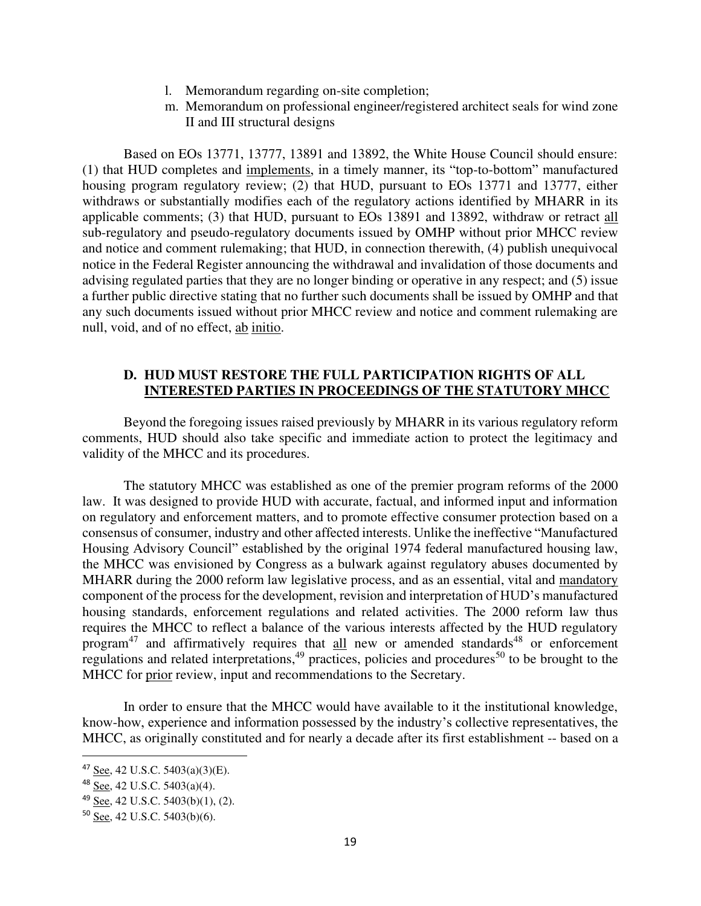l. Memorandum regarding on-site completion;

m. Memorandum on professional engineer/registered architect seals for wind zone II and III structural designs

Based on EOs 13771, 13777, 13891 and 13892, the White House Council should ensure: (1) that HUD completes and implements, in a timely manner, its "top-to-bottom" manufactured housing program regulatory review; (2) that HUD, pursuant to EOs 13771 and 13777, either withdraws or substantially modifies each of the regulatory actions identified by MHARR in its applicable comments; (3) that HUD, pursuant to EOs 13891 and 13892, withdraw or retract all sub-regulatory and pseudo-regulatory documents issued by OMHP without prior MHCC review and notice and comment rulemaking; that HUD, in connection therewith, (4) publish unequivocal notice in the Federal Register announcing the withdrawal and invalidation of those documents and advising regulated parties that they are no longer binding or operative in any respect; and (5) issue a further public directive stating that no further such documents shall be issued by OMHP and that any such documents issued without prior MHCC review and notice and comment rulemaking are null, void, and of no effect, ab initio.

### D. HUD MUST RESTORE THE FULL PARTICIPATION RIGHTS OF ALL INTERESTED PARTIES IN PROCEEDINGS OF THE STATUTORY MHCC

Beyond the foregoing issues raised previously by MHARR in its various regulatory reform comments, HUD should also take specific and immediate action to protect the legitimacy and validity of the MHCC and its procedures.

The statutory MHCC was established as one of the premier program reforms of the 2000 law. It was designed to provide HUD with accurate, factual, and informed input and information on regulatory and enforcement matters, and to promote effective consumer protection based on a consensus of consumer, industry and other affected interests. Unlike the ineffective "Manufactured Housing Advisory Council" established by the original 1974 federal manufactured housing law, the MHCC was envisioned by Congress as a bulwark against regulatory abuses documented by MHARR during the 2000 reform law legislative process, and as an essential, vital and mandatory component of the process for the development, revision and interpretation of HUD's manufactured housing standards, enforcement regulations and related activities. The 2000 reform law thus requires the MHCC to reflect a balance of the various interests affected by the HUD regulatory program[47] and affirmatively requires that all new or amended standards[48] or enforcement regulations and related interpretations,[49] practices, policies and procedures[50] to be brought to the MHCC for prior review, input and recommendations to the Secretary.

In order to ensure that the MHCC would have available to it the institutional knowledge, know-how, experience and information possessed by the industry's collective representatives, the MHCC, as originally constituted and for nearly a decade after its first establishment -- based on a

---

[47] See, 42 U.S.C. 5403(a)(3)(E).

[48] See, 42 U.S.C. 5403(a)(4).

[49] See, 42 U.S.C. 5403(b)(1), (2).

[50] See, 42 U.S.C. 5403(b)(6).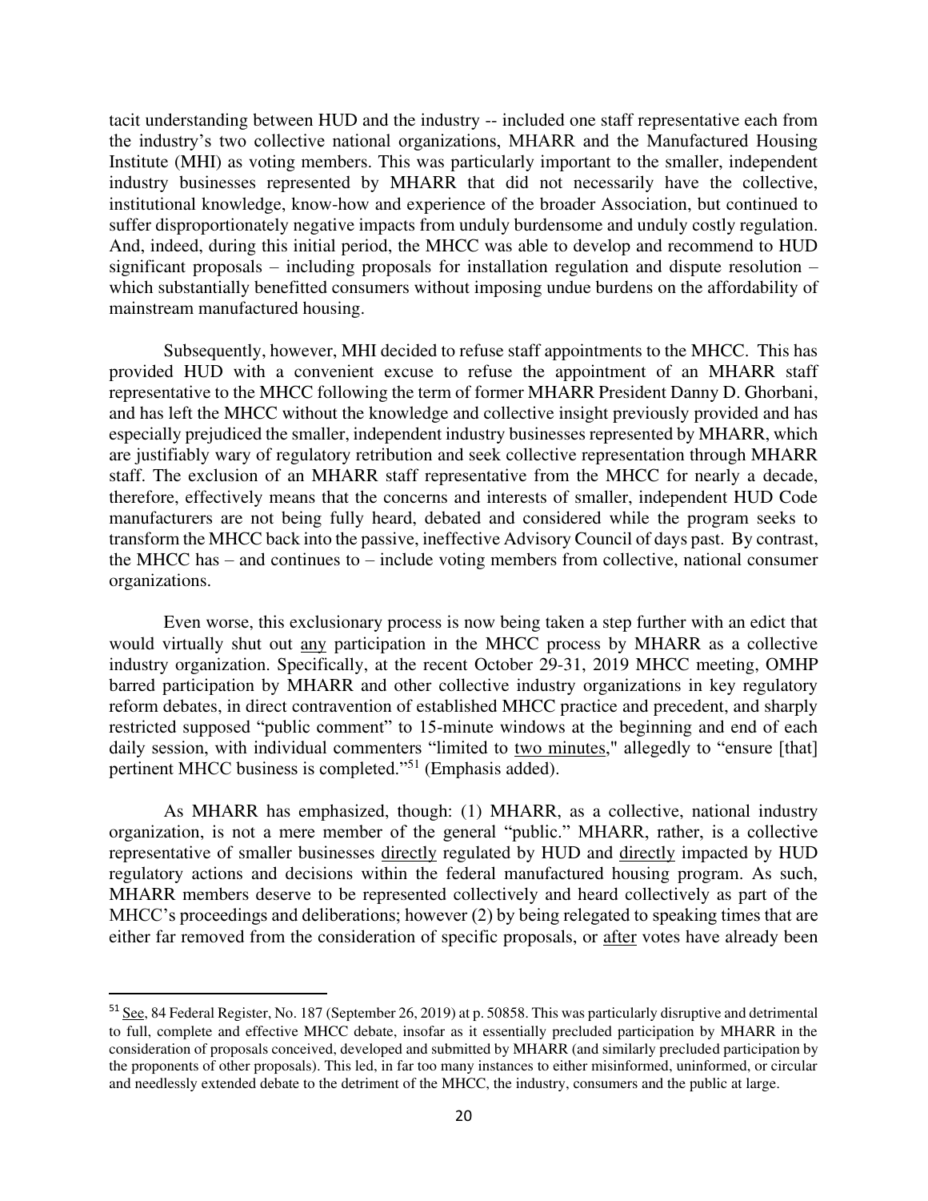tacit understanding between HUD and the industry -- included one staff representative each from the industry's two collective national organizations, MHARR and the Manufactured Housing Institute (MHI) as voting members. This was particularly important to the smaller, independent industry businesses represented by MHARR that did not necessarily have the collective, institutional knowledge, know-how and experience of the broader Association, but continued to suffer disproportionately negative impacts from unduly burdensome and unduly costly regulation. And, indeed, during this initial period, the MHCC was able to develop and recommend to HUD significant proposals – including proposals for installation regulation and dispute resolution – which substantially benefitted consumers without imposing undue burdens on the affordability of mainstream manufactured housing.

Subsequently, however, MHI decided to refuse staff appointments to the MHCC. This has provided HUD with a convenient excuse to refuse the appointment of an MHARR staff representative to the MHCC following the term of former MHARR President Danny D. Ghorbani, and has left the MHCC without the knowledge and collective insight previously provided and has especially prejudiced the smaller, independent industry businesses represented by MHARR, which are justifiably wary of regulatory retribution and seek collective representation through MHARR staff. The exclusion of an MHARR staff representative from the MHCC for nearly a decade, therefore, effectively means that the concerns and interests of smaller, independent HUD Code manufacturers are not being fully heard, debated and considered while the program seeks to transform the MHCC back into the passive, ineffective Advisory Council of days past. By contrast, the MHCC has – and continues to – include voting members from collective, national consumer organizations.

Even worse, this exclusionary process is now being taken a step further with an edict that would virtually shut out <u>any</u> participation in the MHCC process by MHARR as a collective industry organization. Specifically, at the recent October 29-31, 2019 MHCC meeting, OMHP barred participation by MHARR and other collective industry organizations in key regulatory reform debates, in direct contravention of established MHCC practice and precedent, and sharply restricted supposed "public comment" to 15-minute windows at the beginning and end of each daily session, with individual commenters "limited to <u>two minutes</u>," allegedly to "ensure [that] pertinent MHCC business is completed."[51] (Emphasis added).

As MHARR has emphasized, though: (1) MHARR, as a collective, national industry organization, is not a mere member of the general "public." MHARR, rather, is a collective representative of smaller businesses <u>directly</u> regulated by HUD and <u>directly</u> impacted by HUD regulatory actions and decisions within the federal manufactured housing program. As such, MHARR members deserve to be represented collectively and heard collectively as part of the MHCC's proceedings and deliberations; however (2) by being relegated to speaking times that are either far removed from the consideration of specific proposals, or <u>after</u> votes have already been

---

[51] <u>See</u>, 84 Federal Register, No. 187 (September 26, 2019) at p. 50858. This was particularly disruptive and detrimental to full, complete and effective MHCC debate, insofar as it essentially precluded participation by MHARR in the consideration of proposals conceived, developed and submitted by MHARR (and similarly precluded participation by the proponents of other proposals). This led, in far too many instances to either misinformed, uninformed, or circular and needlessly extended debate to the detriment of the MHCC, the industry, consumers and the public at large.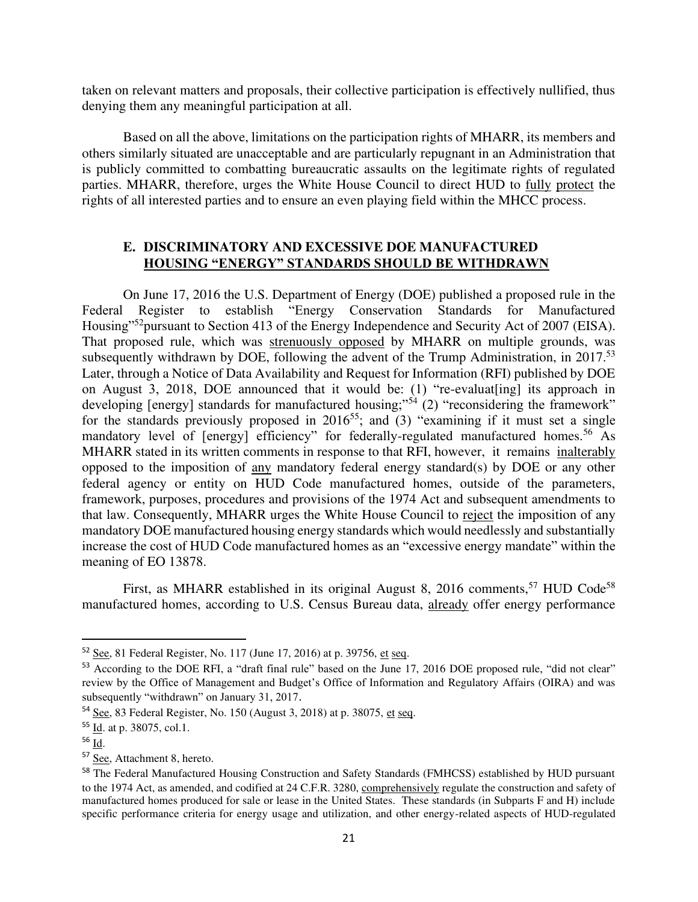taken on relevant matters and proposals, their collective participation is effectively nullified, thus denying them any meaningful participation at all.

Based on all the above, limitations on the participation rights of MHARR, its members and others similarly situated are unacceptable and are particularly repugnant in an Administration that is publicly committed to combatting bureaucratic assaults on the legitimate rights of regulated parties. MHARR, therefore, urges the White House Council to direct HUD to fully protect the rights of all interested parties and to ensure an even playing field within the MHCC process.

### E. DISCRIMINATORY AND EXCESSIVE DOE MANUFACTURED HOUSING "ENERGY" STANDARDS SHOULD BE WITHDRAWN

On June 17, 2016 the U.S. Department of Energy (DOE) published a proposed rule in the Federal Register to establish "Energy Conservation Standards for Manufactured Housing"[52] pursuant to Section 413 of the Energy Independence and Security Act of 2007 (EISA). That proposed rule, which was strenuously opposed by MHARR on multiple grounds, was subsequently withdrawn by DOE, following the advent of the Trump Administration, in 2017.[53] Later, through a Notice of Data Availability and Request for Information (RFI) published by DOE on August 3, 2018, DOE announced that it would be: (1) "re-evaluat[ing] its approach in developing [energy] standards for manufactured housing;"[54] (2) "reconsidering the framework" for the standards previously proposed in 2016[55]; and (3) "examining if it must set a single mandatory level of [energy] efficiency" for federally-regulated manufactured homes.[56] As MHARR stated in its written comments in response to that RFI, however, it remains inalterably opposed to the imposition of any mandatory federal energy standard(s) by DOE or any other federal agency or entity on HUD Code manufactured homes, outside of the parameters, framework, purposes, procedures and provisions of the 1974 Act and subsequent amendments to that law. Consequently, MHARR urges the White House Council to reject the imposition of any mandatory DOE manufactured housing energy standards which would needlessly and substantially increase the cost of HUD Code manufactured homes as an "excessive energy mandate" within the meaning of EO 13878.

First, as MHARR established in its original August 8, 2016 comments,[57] HUD Code[58] manufactured homes, according to U.S. Census Bureau data, already offer energy performance

---

[52] See, 81 Federal Register, No. 117 (June 17, 2016) at p. 39756, et seq.

[53] According to the DOE RFI, a "draft final rule" based on the June 17, 2016 DOE proposed rule, "did not clear" review by the Office of Management and Budget's Office of Information and Regulatory Affairs (OIRA) and was subsequently "withdrawn" on January 31, 2017.

[54] See, 83 Federal Register, No. 150 (August 3, 2018) at p. 38075, et seq.

[55] Id. at p. 38075, col.1.

[56] Id.

[57] See, Attachment 8, hereto.

[58] The Federal Manufactured Housing Construction and Safety Standards (FMHCSS) established by HUD pursuant to the 1974 Act, as amended, and codified at 24 C.F.R. 3280, comprehensively regulate the construction and safety of manufactured homes produced for sale or lease in the United States. These standards (in Subparts F and H) include specific performance criteria for energy usage and utilization, and other energy-related aspects of HUD-regulated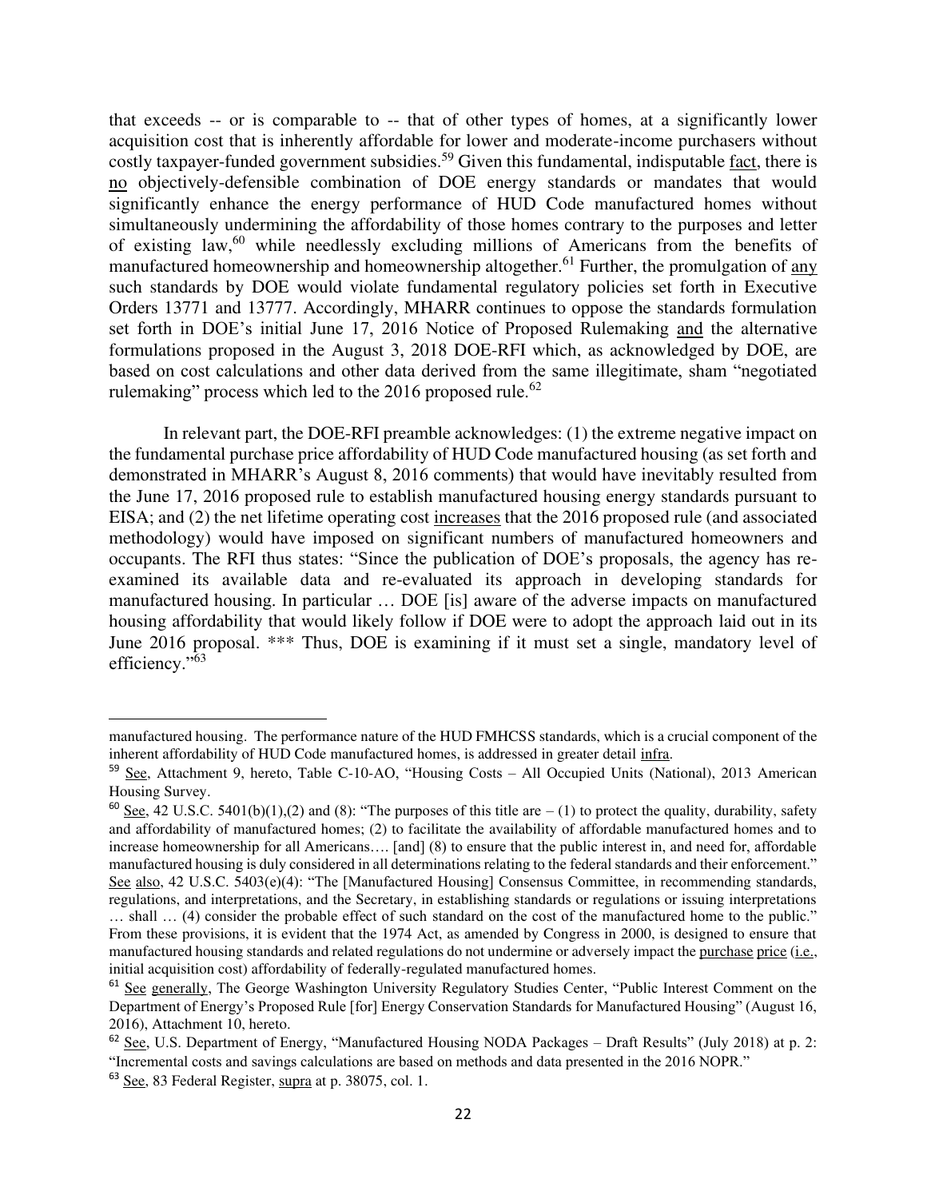that exceeds -- or is comparable to -- that of other types of homes, at a significantly lower acquisition cost that is inherently affordable for lower and moderate-income purchasers without costly taxpayer-funded government subsidies.[59] Given this fundamental, indisputable fact, there is no objectively-defensible combination of DOE energy standards or mandates that would significantly enhance the energy performance of HUD Code manufactured homes without simultaneously undermining the affordability of those homes contrary to the purposes and letter of existing law,[60] while needlessly excluding millions of Americans from the benefits of manufactured homeownership and homeownership altogether.[61] Further, the promulgation of any such standards by DOE would violate fundamental regulatory policies set forth in Executive Orders 13771 and 13777. Accordingly, MHARR continues to oppose the standards formulation set forth in DOE's initial June 17, 2016 Notice of Proposed Rulemaking and the alternative formulations proposed in the August 3, 2018 DOE-RFI which, as acknowledged by DOE, are based on cost calculations and other data derived from the same illegitimate, sham "negotiated rulemaking" process which led to the 2016 proposed rule.[62]

In relevant part, the DOE-RFI preamble acknowledges: (1) the extreme negative impact on the fundamental purchase price affordability of HUD Code manufactured housing (as set forth and demonstrated in MHARR's August 8, 2016 comments) that would have inevitably resulted from the June 17, 2016 proposed rule to establish manufactured housing energy standards pursuant to EISA; and (2) the net lifetime operating cost increases that the 2016 proposed rule (and associated methodology) would have imposed on significant numbers of manufactured homeowners and occupants. The RFI thus states: "Since the publication of DOE's proposals, the agency has re-examined its available data and re-evaluated its approach in developing standards for manufactured housing. In particular … DOE [is] aware of the adverse impacts on manufactured housing affordability that would likely follow if DOE were to adopt the approach laid out in its June 2016 proposal. *** Thus, DOE is examining if it must set a single, mandatory level of efficiency."[63]

---

manufactured housing. The performance nature of the HUD FMHCSS standards, which is a crucial component of the inherent affordability of HUD Code manufactured homes, is addressed in greater detail infra.

[59] See, Attachment 9, hereto, Table C-10-AO, "Housing Costs – All Occupied Units (National), 2013 American Housing Survey.

[60] See, 42 U.S.C. 5401(b)(1),(2) and (8): "The purposes of this title are – (1) to protect the quality, durability, safety and affordability of manufactured homes; (2) to facilitate the availability of affordable manufactured homes and to increase homeownership for all Americans…. [and] (8) to ensure that the public interest in, and need for, affordable manufactured housing is duly considered in all determinations relating to the federal standards and their enforcement." See also, 42 U.S.C. 5403(e)(4): "The [Manufactured Housing] Consensus Committee, in recommending standards, regulations, and interpretations, and the Secretary, in establishing standards or regulations or issuing interpretations … shall … (4) consider the probable effect of such standard on the cost of the manufactured home to the public." From these provisions, it is evident that the 1974 Act, as amended by Congress in 2000, is designed to ensure that manufactured housing standards and related regulations do not undermine or adversely impact the purchase price (i.e., initial acquisition cost) affordability of federally-regulated manufactured homes.

[61] See generally, The George Washington University Regulatory Studies Center, "Public Interest Comment on the Department of Energy's Proposed Rule [for] Energy Conservation Standards for Manufactured Housing" (August 16, 2016), Attachment 10, hereto.

[62] See, U.S. Department of Energy, "Manufactured Housing NODA Packages – Draft Results" (July 2018) at p. 2: "Incremental costs and savings calculations are based on methods and data presented in the 2016 NOPR."

[63] See, 83 Federal Register, supra at p. 38075, col. 1.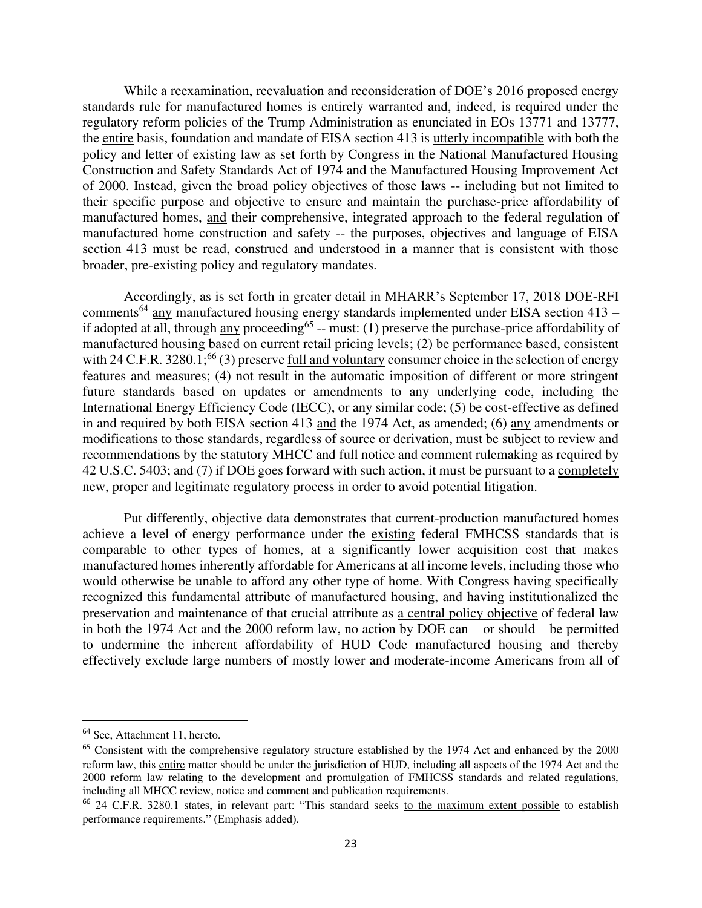While a reexamination, reevaluation and reconsideration of DOE's 2016 proposed energy standards rule for manufactured homes is entirely warranted and, indeed, is required under the regulatory reform policies of the Trump Administration as enunciated in EOs 13771 and 13777, the entire basis, foundation and mandate of EISA section 413 is utterly incompatible with both the policy and letter of existing law as set forth by Congress in the National Manufactured Housing Construction and Safety Standards Act of 1974 and the Manufactured Housing Improvement Act of 2000. Instead, given the broad policy objectives of those laws -- including but not limited to their specific purpose and objective to ensure and maintain the purchase-price affordability of manufactured homes, and their comprehensive, integrated approach to the federal regulation of manufactured home construction and safety -- the purposes, objectives and language of EISA section 413 must be read, construed and understood in a manner that is consistent with those broader, pre-existing policy and regulatory mandates.

Accordingly, as is set forth in greater detail in MHARR's September 17, 2018 DOE-RFI comments[64] any manufactured housing energy standards implemented under EISA section 413 – if adopted at all, through any proceeding[65] -- must: (1) preserve the purchase-price affordability of manufactured housing based on current retail pricing levels; (2) be performance based, consistent with 24 C.F.R. 3280.1;[66] (3) preserve full and voluntary consumer choice in the selection of energy features and measures; (4) not result in the automatic imposition of different or more stringent future standards based on updates or amendments to any underlying code, including the International Energy Efficiency Code (IECC), or any similar code; (5) be cost-effective as defined in and required by both EISA section 413 and the 1974 Act, as amended; (6) any amendments or modifications to those standards, regardless of source or derivation, must be subject to review and recommendations by the statutory MHCC and full notice and comment rulemaking as required by 42 U.S.C. 5403; and (7) if DOE goes forward with such action, it must be pursuant to a completely new, proper and legitimate regulatory process in order to avoid potential litigation.

Put differently, objective data demonstrates that current-production manufactured homes achieve a level of energy performance under the existing federal FMHCSS standards that is comparable to other types of homes, at a significantly lower acquisition cost that makes manufactured homes inherently affordable for Americans at all income levels, including those who would otherwise be unable to afford any other type of home. With Congress having specifically recognized this fundamental attribute of manufactured housing, and having institutionalized the preservation and maintenance of that crucial attribute as a central policy objective of federal law in both the 1974 Act and the 2000 reform law, no action by DOE can – or should – be permitted to undermine the inherent affordability of HUD Code manufactured housing and thereby effectively exclude large numbers of mostly lower and moderate-income Americans from all of

---

[64] See, Attachment 11, hereto.

[65] Consistent with the comprehensive regulatory structure established by the 1974 Act and enhanced by the 2000 reform law, this entire matter should be under the jurisdiction of HUD, including all aspects of the 1974 Act and the 2000 reform law relating to the development and promulgation of FMHCSS standards and related regulations, including all MHCC review, notice and comment and publication requirements.

[66] 24 C.F.R. 3280.1 states, in relevant part: "This standard seeks to the maximum extent possible to establish performance requirements." (Emphasis added).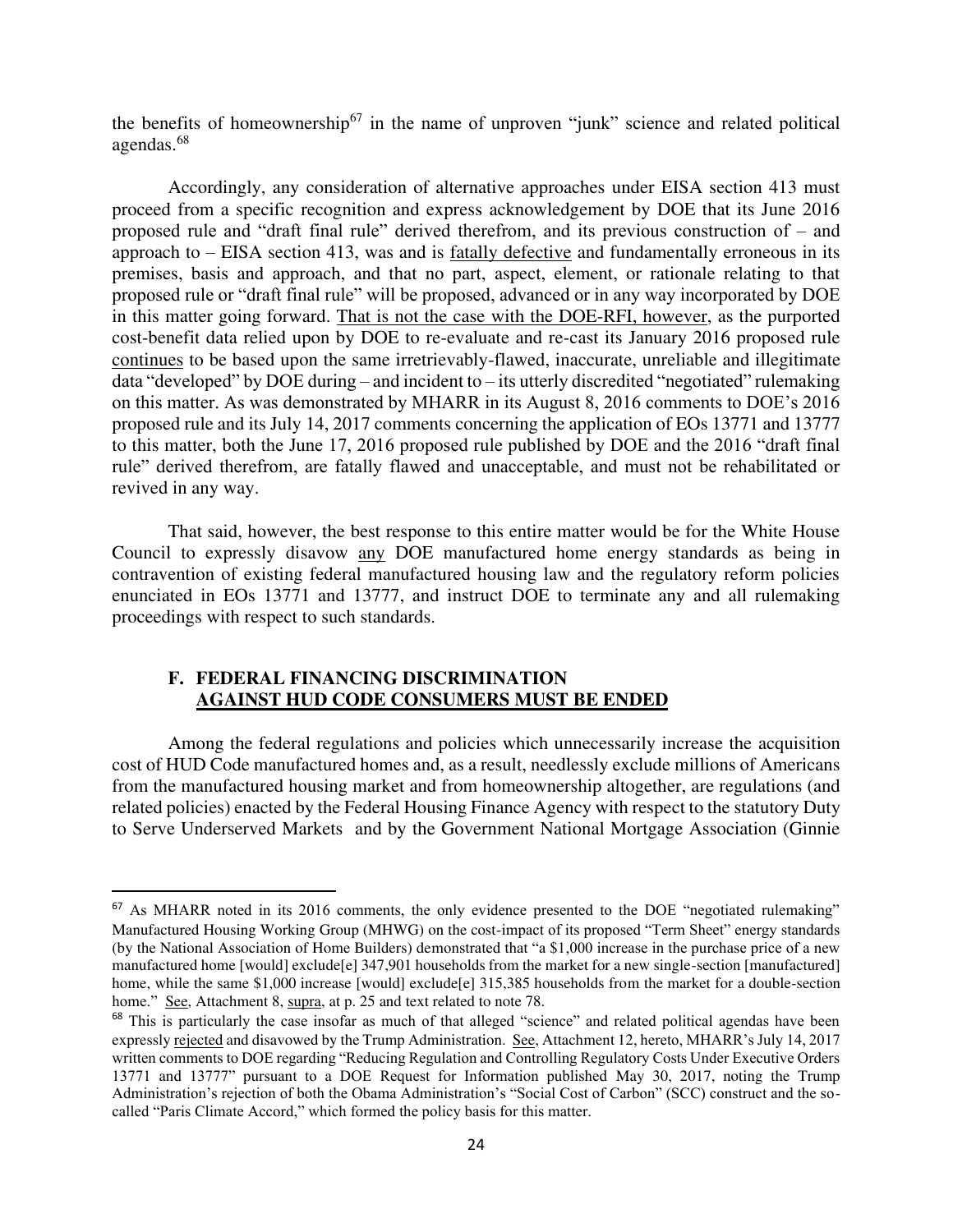the benefits of homeownership[67] in the name of unproven "junk" science and related political agendas.[68]

Accordingly, any consideration of alternative approaches under EISA section 413 must proceed from a specific recognition and express acknowledgement by DOE that its June 2016 proposed rule and "draft final rule" derived therefrom, and its previous construction of – and approach to – EISA section 413, was and is <u>fatally defective</u> and fundamentally erroneous in its premises, basis and approach, and that no part, aspect, element, or rationale relating to that proposed rule or "draft final rule" will be proposed, advanced or in any way incorporated by DOE in this matter going forward. <u>That is not the case with the DOE-RFI, however</u>, as the purported cost-benefit data relied upon by DOE to re-evaluate and re-cast its January 2016 proposed rule <u>continues</u> to be based upon the same irretrievably-flawed, inaccurate, unreliable and illegitimate data "developed" by DOE during – and incident to – its utterly discredited "negotiated" rulemaking on this matter. As was demonstrated by MHARR in its August 8, 2016 comments to DOE's 2016 proposed rule and its July 14, 2017 comments concerning the application of EOs 13771 and 13777 to this matter, both the June 17, 2016 proposed rule published by DOE and the 2016 "draft final rule" derived therefrom, are fatally flawed and unacceptable, and must not be rehabilitated or revived in any way.

That said, however, the best response to this entire matter would be for the White House Council to expressly disavow <u>any</u> DOE manufactured home energy standards as being in contravention of existing federal manufactured housing law and the regulatory reform policies enunciated in EOs 13771 and 13777, and instruct DOE to terminate any and all rulemaking proceedings with respect to such standards.

### F. FEDERAL FINANCING DISCRIMINATION AGAINST HUD CODE CONSUMERS MUST BE ENDED

Among the federal regulations and policies which unnecessarily increase the acquisition cost of HUD Code manufactured homes and, as a result, needlessly exclude millions of Americans from the manufactured housing market and from homeownership altogether, are regulations (and related policies) enacted by the Federal Housing Finance Agency with respect to the statutory Duty to Serve Underserved Markets and by the Government National Mortgage Association (Ginnie

---

[67] As MHARR noted in its 2016 comments, the only evidence presented to the DOE "negotiated rulemaking" Manufactured Housing Working Group (MHWG) on the cost-impact of its proposed "Term Sheet" energy standards (by the National Association of Home Builders) demonstrated that "a $1,000 increase in the purchase price of a new manufactured home [would] exclude[e] 347,901 households from the market for a new single-section [manufactured] home, while the same $1,000 increase [would] exclude[e] 315,385 households from the market for a double-section home." <u>See</u>, Attachment 8, <u>supra</u>, at p. 25 and text related to note 78.

[68] This is particularly the case insofar as much of that alleged "science" and related political agendas have been expressly <u>rejected</u> and disavowed by the Trump Administration. <u>See</u>, Attachment 12, hereto, MHARR's July 14, 2017 written comments to DOE regarding "Reducing Regulation and Controlling Regulatory Costs Under Executive Orders 13771 and 13777" pursuant to a DOE Request for Information published May 30, 2017, noting the Trump Administration's rejection of both the Obama Administration's "Social Cost of Carbon" (SCC) construct and the so-called "Paris Climate Accord," which formed the policy basis for this matter.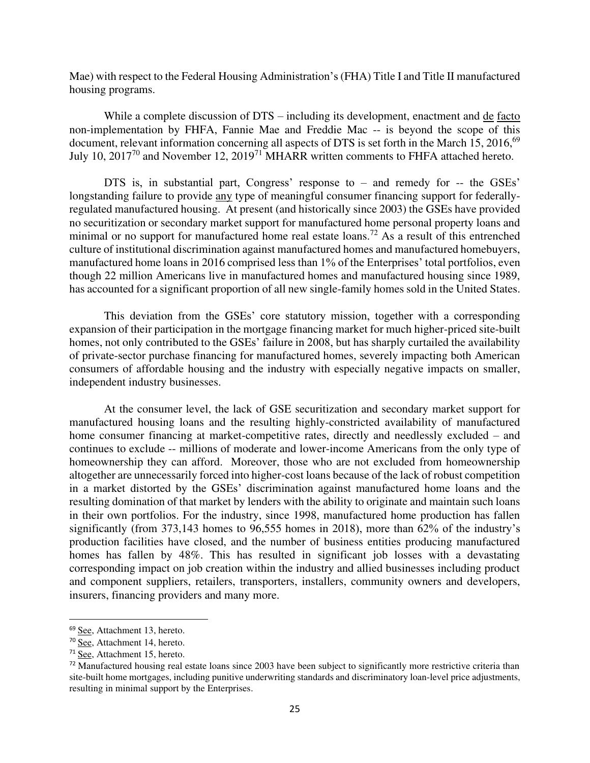Mae) with respect to the Federal Housing Administration's (FHA) Title I and Title II manufactured housing programs.

While a complete discussion of DTS – including its development, enactment and de facto non-implementation by FHFA, Fannie Mae and Freddie Mac -- is beyond the scope of this document, relevant information concerning all aspects of DTS is set forth in the March 15, 2016,[69] July 10, 2017[70] and November 12, 2019[71] MHARR written comments to FHFA attached hereto.

DTS is, in substantial part, Congress' response to – and remedy for -- the GSEs' longstanding failure to provide any type of meaningful consumer financing support for federally-regulated manufactured housing. At present (and historically since 2003) the GSEs have provided no securitization or secondary market support for manufactured home personal property loans and minimal or no support for manufactured home real estate loans.[72] As a result of this entrenched culture of institutional discrimination against manufactured homes and manufactured homebuyers, manufactured home loans in 2016 comprised less than 1% of the Enterprises' total portfolios, even though 22 million Americans live in manufactured homes and manufactured housing since 1989, has accounted for a significant proportion of all new single-family homes sold in the United States.

This deviation from the GSEs' core statutory mission, together with a corresponding expansion of their participation in the mortgage financing market for much higher-priced site-built homes, not only contributed to the GSEs' failure in 2008, but has sharply curtailed the availability of private-sector purchase financing for manufactured homes, severely impacting both American consumers of affordable housing and the industry with especially negative impacts on smaller, independent industry businesses.

At the consumer level, the lack of GSE securitization and secondary market support for manufactured housing loans and the resulting highly-constricted availability of manufactured home consumer financing at market-competitive rates, directly and needlessly excluded – and continues to exclude -- millions of moderate and lower-income Americans from the only type of homeownership they can afford. Moreover, those who are not excluded from homeownership altogether are unnecessarily forced into higher-cost loans because of the lack of robust competition in a market distorted by the GSEs' discrimination against manufactured home loans and the resulting domination of that market by lenders with the ability to originate and maintain such loans in their own portfolios. For the industry, since 1998, manufactured home production has fallen significantly (from 373,143 homes to 96,555 homes in 2018), more than 62% of the industry's production facilities have closed, and the number of business entities producing manufactured homes has fallen by 48%. This has resulted in significant job losses with a devastating corresponding impact on job creation within the industry and allied businesses including product and component suppliers, retailers, transporters, installers, community owners and developers, insurers, financing providers and many more.

---

[69] See, Attachment 13, hereto.

[70] See, Attachment 14, hereto.

[71] See, Attachment 15, hereto.

[72] Manufactured housing real estate loans since 2003 have been subject to significantly more restrictive criteria than site-built home mortgages, including punitive underwriting standards and discriminatory loan-level price adjustments, resulting in minimal support by the Enterprises.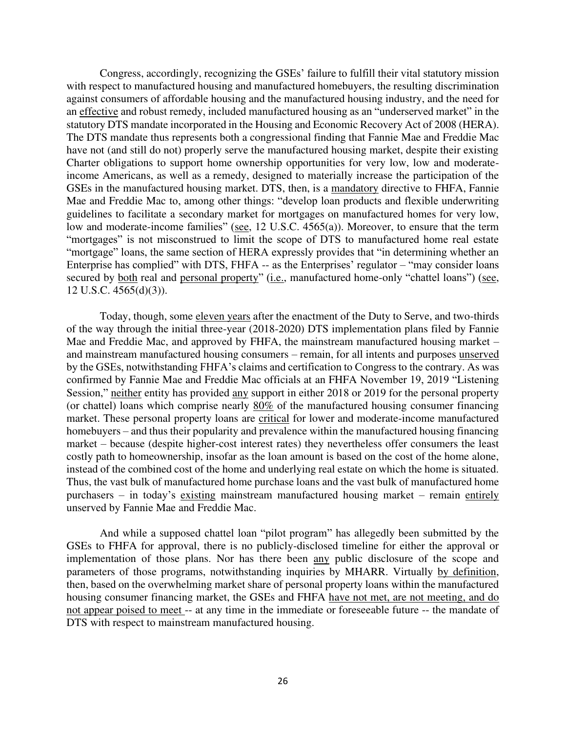Congress, accordingly, recognizing the GSEs' failure to fulfill their vital statutory mission with respect to manufactured housing and manufactured homebuyers, the resulting discrimination against consumers of affordable housing and the manufactured housing industry, and the need for an <u>effective</u> and robust remedy, included manufactured housing as an "underserved market" in the statutory DTS mandate incorporated in the Housing and Economic Recovery Act of 2008 (HERA). The DTS mandate thus represents both a congressional finding that Fannie Mae and Freddie Mac have not (and still do not) properly serve the manufactured housing market, despite their existing Charter obligations to support home ownership opportunities for very low, low and moderate-income Americans, as well as a remedy, designed to materially increase the participation of the GSEs in the manufactured housing market. DTS, then, is a <u>mandatory</u> directive to FHFA, Fannie Mae and Freddie Mac to, among other things: "develop loan products and flexible underwriting guidelines to facilitate a secondary market for mortgages on manufactured homes for very low, low and moderate-income families" (<u>see</u>, 12 U.S.C. 4565(a)). Moreover, to ensure that the term "mortgages" is not misconstrued to limit the scope of DTS to manufactured home real estate "mortgage" loans, the same section of HERA expressly provides that "in determining whether an Enterprise has complied" with DTS, FHFA -- as the Enterprises' regulator – "may consider loans secured by <u>both</u> real and <u>personal property</u>" (<u>i.e.</u>, manufactured home-only "chattel loans") (<u>see</u>, 12 U.S.C. 4565(d)(3)).

Today, though, some <u>eleven years</u> after the enactment of the Duty to Serve, and two-thirds of the way through the initial three-year (2018-2020) DTS implementation plans filed by Fannie Mae and Freddie Mac, and approved by FHFA, the mainstream manufactured housing market – and mainstream manufactured housing consumers – remain, for all intents and purposes <u>unserved</u> by the GSEs, notwithstanding FHFA's claims and certification to Congress to the contrary. As was confirmed by Fannie Mae and Freddie Mac officials at an FHFA November 19, 2019 "Listening Session," <u>neither</u> entity has provided <u>any</u> support in either 2018 or 2019 for the personal property (or chattel) loans which comprise nearly <u>80%</u> of the manufactured housing consumer financing market. These personal property loans are <u>critical</u> for lower and moderate-income manufactured homebuyers – and thus their popularity and prevalence within the manufactured housing financing market – because (despite higher-cost interest rates) they nevertheless offer consumers the least costly path to homeownership, insofar as the loan amount is based on the cost of the home alone, instead of the combined cost of the home and underlying real estate on which the home is situated. Thus, the vast bulk of manufactured home purchase loans and the vast bulk of manufactured home purchasers – in today's <u>existing</u> mainstream manufactured housing market – remain <u>entirely</u> unserved by Fannie Mae and Freddie Mac.

And while a supposed chattel loan "pilot program" has allegedly been submitted by the GSEs to FHFA for approval, there is no publicly-disclosed timeline for either the approval or implementation of those plans. Nor has there been <u>any</u> public disclosure of the scope and parameters of those programs, notwithstanding inquiries by MHARR. Virtually <u>by definition</u>, then, based on the overwhelming market share of personal property loans within the manufactured housing consumer financing market, the GSEs and FHFA <u>have not met, are not meeting, and do not appear poised to meet</u> -- at any time in the immediate or foreseeable future -- the mandate of DTS with respect to mainstream manufactured housing.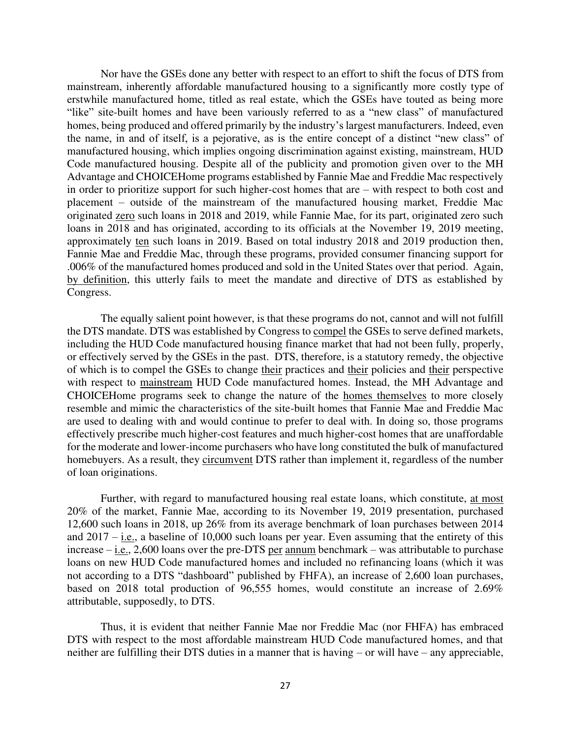Nor have the GSEs done any better with respect to an effort to shift the focus of DTS from mainstream, inherently affordable manufactured housing to a significantly more costly type of erstwhile manufactured home, titled as real estate, which the GSEs have touted as being more "like" site-built homes and have been variously referred to as a "new class" of manufactured homes, being produced and offered primarily by the industry's largest manufacturers. Indeed, even the name, in and of itself, is a pejorative, as is the entire concept of a distinct "new class" of manufactured housing, which implies ongoing discrimination against existing, mainstream, HUD Code manufactured housing. Despite all of the publicity and promotion given over to the MH Advantage and CHOICEHome programs established by Fannie Mae and Freddie Mac respectively in order to prioritize support for such higher-cost homes that are – with respect to both cost and placement – outside of the mainstream of the manufactured housing market, Freddie Mac originated <u>zero</u> such loans in 2018 and 2019, while Fannie Mae, for its part, originated zero such loans in 2018 and has originated, according to its officials at the November 19, 2019 meeting, approximately <u>ten</u> such loans in 2019. Based on total industry 2018 and 2019 production then, Fannie Mae and Freddie Mac, through these programs, provided consumer financing support for .006% of the manufactured homes produced and sold in the United States over that period. Again, <u>by definition</u>, this utterly fails to meet the mandate and directive of DTS as established by Congress.

The equally salient point however, is that these programs do not, cannot and will not fulfill the DTS mandate. DTS was established by Congress to <u>compel</u> the GSEs to serve defined markets, including the HUD Code manufactured housing finance market that had not been fully, properly, or effectively served by the GSEs in the past. DTS, therefore, is a statutory remedy, the objective of which is to compel the GSEs to change <u>their</u> practices and <u>their</u> policies and <u>their</u> perspective with respect to <u>mainstream</u> HUD Code manufactured homes. Instead, the MH Advantage and CHOICEHome programs seek to change the nature of the <u>homes themselves</u> to more closely resemble and mimic the characteristics of the site-built homes that Fannie Mae and Freddie Mac are used to dealing with and would continue to prefer to deal with. In doing so, those programs effectively prescribe much higher-cost features and much higher-cost homes that are unaffordable for the moderate and lower-income purchasers who have long constituted the bulk of manufactured homebuyers. As a result, they <u>circumvent</u> DTS rather than implement it, regardless of the number of loan originations.

Further, with regard to manufactured housing real estate loans, which constitute, <u>at most</u> 20% of the market, Fannie Mae, according to its November 19, 2019 presentation, purchased 12,600 such loans in 2018, up 26% from its average benchmark of loan purchases between 2014 and 2017 – <u>i.e.</u>, a baseline of 10,000 such loans per year. Even assuming that the entirety of this increase – <u>i.e.</u>, 2,600 loans over the pre-DTS <u>per annum</u> benchmark – was attributable to purchase loans on new HUD Code manufactured homes and included no refinancing loans (which it was not according to a DTS "dashboard" published by FHFA), an increase of 2,600 loan purchases, based on 2018 total production of 96,555 homes, would constitute an increase of 2.69% attributable, supposedly, to DTS.

Thus, it is evident that neither Fannie Mae nor Freddie Mac (nor FHFA) has embraced DTS with respect to the most affordable mainstream HUD Code manufactured homes, and that neither are fulfilling their DTS duties in a manner that is having – or will have – any appreciable,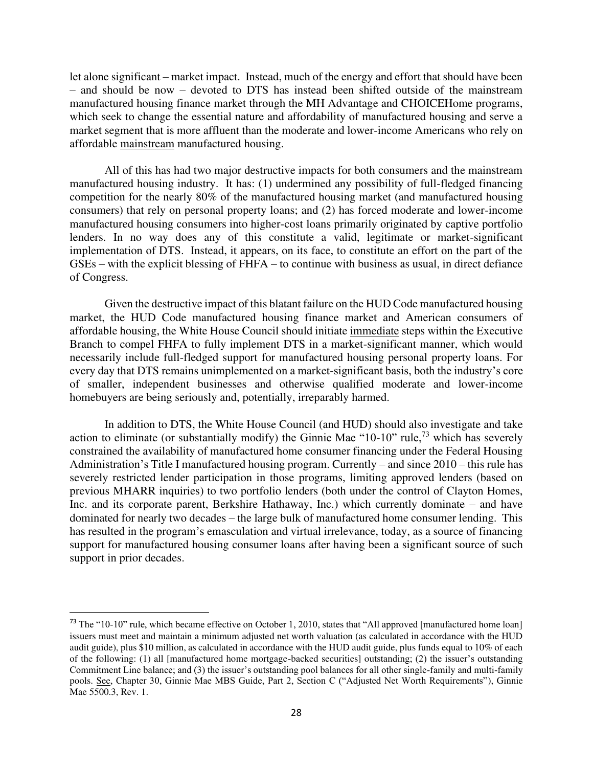let alone significant – market impact. Instead, much of the energy and effort that should have been – and should be now – devoted to DTS has instead been shifted outside of the mainstream manufactured housing finance market through the MH Advantage and CHOICEHome programs, which seek to change the essential nature and affordability of manufactured housing and serve a market segment that is more affluent than the moderate and lower-income Americans who rely on affordable <u>mainstream</u> manufactured housing.

All of this has had two major destructive impacts for both consumers and the mainstream manufactured housing industry. It has: (1) undermined any possibility of full-fledged financing competition for the nearly 80% of the manufactured housing market (and manufactured housing consumers) that rely on personal property loans; and (2) has forced moderate and lower-income manufactured housing consumers into higher-cost loans primarily originated by captive portfolio lenders. In no way does any of this constitute a valid, legitimate or market-significant implementation of DTS. Instead, it appears, on its face, to constitute an effort on the part of the GSEs – with the explicit blessing of FHFA – to continue with business as usual, in direct defiance of Congress.

Given the destructive impact of this blatant failure on the HUD Code manufactured housing market, the HUD Code manufactured housing finance market and American consumers of affordable housing, the White House Council should initiate <u>immediate</u> steps within the Executive Branch to compel FHFA to fully implement DTS in a market-significant manner, which would necessarily include full-fledged support for manufactured housing personal property loans. For every day that DTS remains unimplemented on a market-significant basis, both the industry's core of smaller, independent businesses and otherwise qualified moderate and lower-income homebuyers are being seriously and, potentially, irreparably harmed.

In addition to DTS, the White House Council (and HUD) should also investigate and take action to eliminate (or substantially modify) the Ginnie Mae "10-10" rule,[73] which has severely constrained the availability of manufactured home consumer financing under the Federal Housing Administration's Title I manufactured housing program. Currently – and since 2010 – this rule has severely restricted lender participation in those programs, limiting approved lenders (based on previous MHARR inquiries) to two portfolio lenders (both under the control of Clayton Homes, Inc. and its corporate parent, Berkshire Hathaway, Inc.) which currently dominate – and have dominated for nearly two decades – the large bulk of manufactured home consumer lending. This has resulted in the program's emasculation and virtual irrelevance, today, as a source of financing support for manufactured housing consumer loans after having been a significant source of such support in prior decades.

---

[73] The "10-10" rule, which became effective on October 1, 2010, states that "All approved [manufactured home loan] issuers must meet and maintain a minimum adjusted net worth valuation (as calculated in accordance with the HUD audit guide), plus $10 million, as calculated in accordance with the HUD audit guide, plus funds equal to 10% of each of the following: (1) all [manufactured home mortgage-backed securities] outstanding; (2) the issuer's outstanding Commitment Line balance; and (3) the issuer's outstanding pool balances for all other single-family and multi-family pools. <u>See</u>, Chapter 30, Ginnie Mae MBS Guide, Part 2, Section C ("Adjusted Net Worth Requirements"), Ginnie Mae 5500.3, Rev. 1.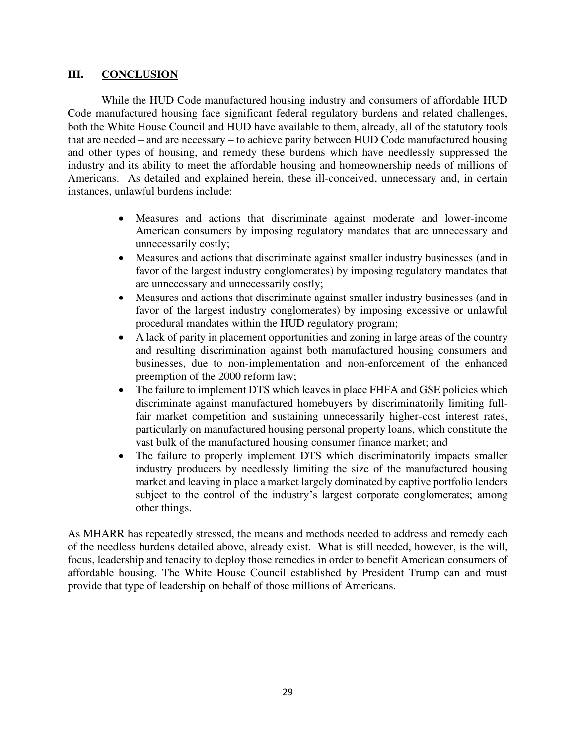## III. CONCLUSION

While the HUD Code manufactured housing industry and consumers of affordable HUD Code manufactured housing face significant federal regulatory burdens and related challenges, both the White House Council and HUD have available to them, already, all of the statutory tools that are needed – and are necessary – to achieve parity between HUD Code manufactured housing and other types of housing, and remedy these burdens which have needlessly suppressed the industry and its ability to meet the affordable housing and homeownership needs of millions of Americans. As detailed and explained herein, these ill-conceived, unnecessary and, in certain instances, unlawful burdens include:

- Measures and actions that discriminate against moderate and lower-income American consumers by imposing regulatory mandates that are unnecessary and unnecessarily costly;
- Measures and actions that discriminate against smaller industry businesses (and in favor of the largest industry conglomerates) by imposing regulatory mandates that are unnecessary and unnecessarily costly;
- Measures and actions that discriminate against smaller industry businesses (and in favor of the largest industry conglomerates) by imposing excessive or unlawful procedural mandates within the HUD regulatory program;
- A lack of parity in placement opportunities and zoning in large areas of the country and resulting discrimination against both manufactured housing consumers and businesses, due to non-implementation and non-enforcement of the enhanced preemption of the 2000 reform law;
- The failure to implement DTS which leaves in place FHFA and GSE policies which discriminate against manufactured homebuyers by discriminatorily limiting full-fair market competition and sustaining unnecessarily higher-cost interest rates, particularly on manufactured housing personal property loans, which constitute the vast bulk of the manufactured housing consumer finance market; and
- The failure to properly implement DTS which discriminatorily impacts smaller industry producers by needlessly limiting the size of the manufactured housing market and leaving in place a market largely dominated by captive portfolio lenders subject to the control of the industry's largest corporate conglomerates; among other things.

As MHARR has repeatedly stressed, the means and methods needed to address and remedy each of the needless burdens detailed above, already exist. What is still needed, however, is the will, focus, leadership and tenacity to deploy those remedies in order to benefit American consumers of affordable housing. The White House Council established by President Trump can and must provide that type of leadership on behalf of those millions of Americans.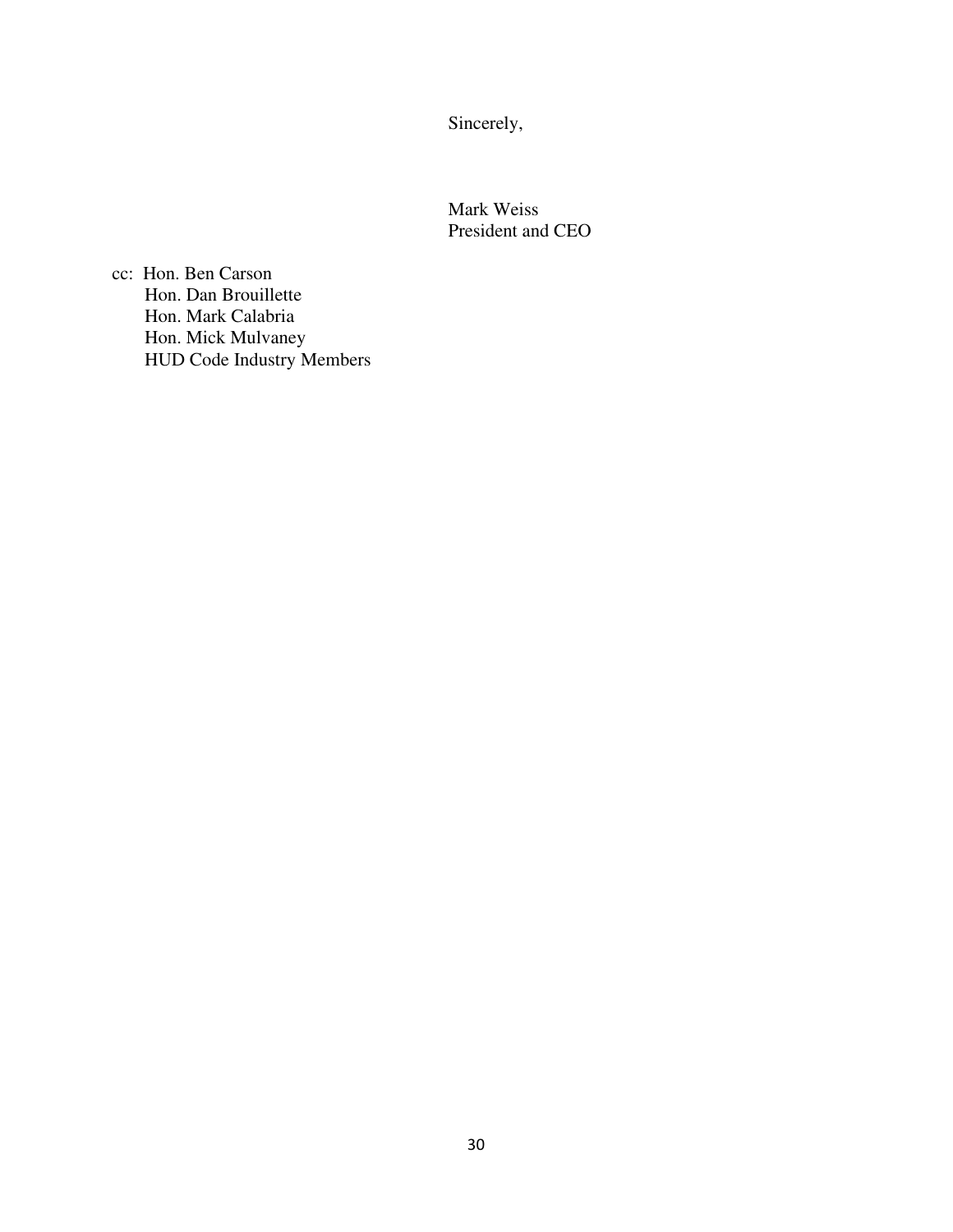Sincerely,

Mark Weiss
President and CEO

cc: Hon. Ben Carson
Hon. Dan Brouillette
Hon. Mark Calabria
Hon. Mick Mulvaney
HUD Code Industry Members